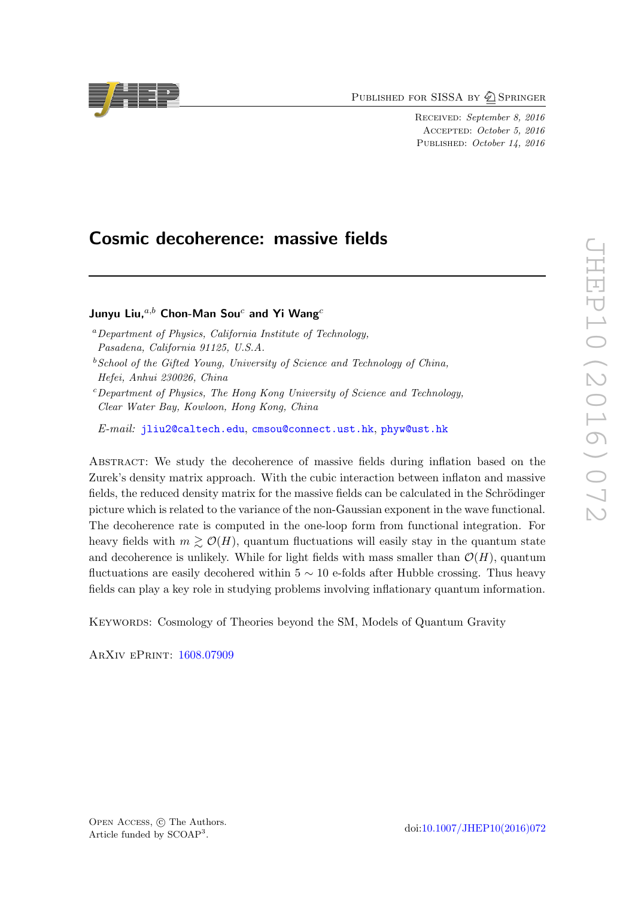# Cosmic decoherence: massive fields

**Junyu Liu,**[a,b] **Chon-Man Sou**[c] **and Yi Wang**[c]

[a] *Department of Physics, California Institute of Technology, Pasadena, California 91125, U.S.A.*

[b] *School of the Gifted Young, University of Science and Technology of China, Hefei, Anhui 230026, China*

[c] *Department of Physics, The Hong Kong University of Science and Technology, Clear Water Bay, Kowloon, Hong Kong, China*

*E-mail:* jliu2@caltech.edu, cmsou@connect.ust.hk, phyw@ust.hk

Abstract: We study the decoherence of massive fields during inflation based on the Zurek's density matrix approach. With the cubic interaction between inflaton and massive fields, the reduced density matrix for the massive fields can be calculated in the Schrödinger picture which is related to the variance of the non-Gaussian exponent in the wave functional. The decoherence rate is computed in the one-loop form from functional integration. For heavy fields with $m \gtrsim \mathcal{O}(H)$, quantum fluctuations will easily stay in the quantum state and decoherence is unlikely. While for light fields with mass smaller than $\mathcal{O}(H)$, quantum fluctuations are easily decohered within $5 \sim 10$ e-folds after Hubble crossing. Thus heavy fields can play a key role in studying problems involving inflationary quantum information.

Keywords: Cosmology of Theories beyond the SM, Models of Quantum Gravity

ArXiv ePrint: 1608.07909

Open Access, © The Authors. Article funded by SCOAP[3].

doi:10.1007/JHEP10(2016)072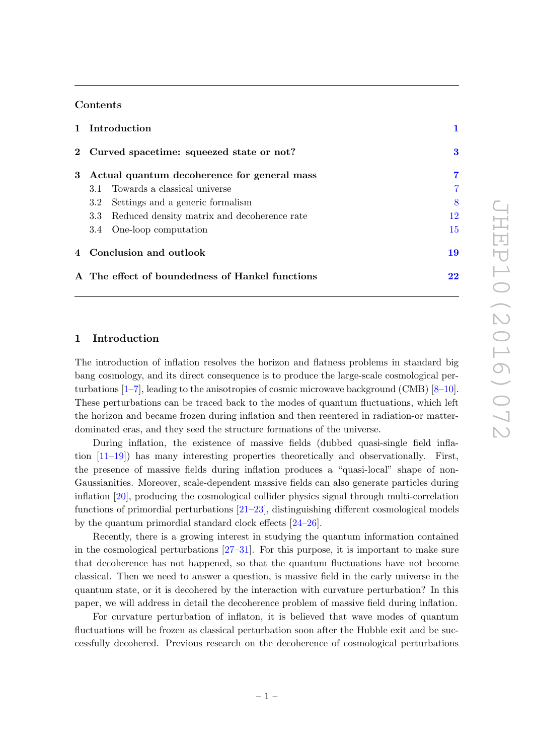## Contents

| | | |
|---|---|---|
| **1** | **Introduction** | **1** |
| **2** | **Curved spacetime: squeezed state or not?** | **3** |
| **3** | **Actual quantum decoherence for general mass** | **7** |
| | 3.1 Towards a classical universe | 7 |
| | 3.2 Settings and a generic formalism | 8 |
| | 3.3 Reduced density matrix and decoherence rate | 12 |
| | 3.4 One-loop computation | 15 |
| **4** | **Conclusion and outlook** | **19** |
| **A** | **The effect of boundedness of Hankel functions** | **22** |

## 1 Introduction

The introduction of inflation resolves the horizon and flatness problems in standard big bang cosmology, and its direct consequence is to produce the large-scale cosmological perturbations [1–7], leading to the anisotropies of cosmic microwave background (CMB) [8–10]. These perturbations can be traced back to the modes of quantum fluctuations, which left the horizon and became frozen during inflation and then reentered in radiation-or matter-dominated eras, and they seed the structure formations of the universe.

During inflation, the existence of massive fields (dubbed quasi-single field inflation [11–19]) has many interesting properties theoretically and observationally. First, the presence of massive fields during inflation produces a "quasi-local" shape of non-Gaussianities. Moreover, scale-dependent massive fields can also generate particles during inflation [20], producing the cosmological collider physics signal through multi-correlation functions of primordial perturbations [21–23], distinguishing different cosmological models by the quantum primordial standard clock effects [24–26].

Recently, there is a growing interest in studying the quantum information contained in the cosmological perturbations [27–31]. For this purpose, it is important to make sure that decoherence has not happened, so that the quantum fluctuations have not become classical. Then we need to answer a question, is massive field in the early universe in the quantum state, or it is decohered by the interaction with curvature perturbation? In this paper, we will address in detail the decoherence problem of massive field during inflation.

For curvature perturbation of inflaton, it is believed that wave modes of quantum fluctuations will be frozen as classical perturbation soon after the Hubble exit and be successfully decohered. Previous research on the decoherence of cosmological perturbations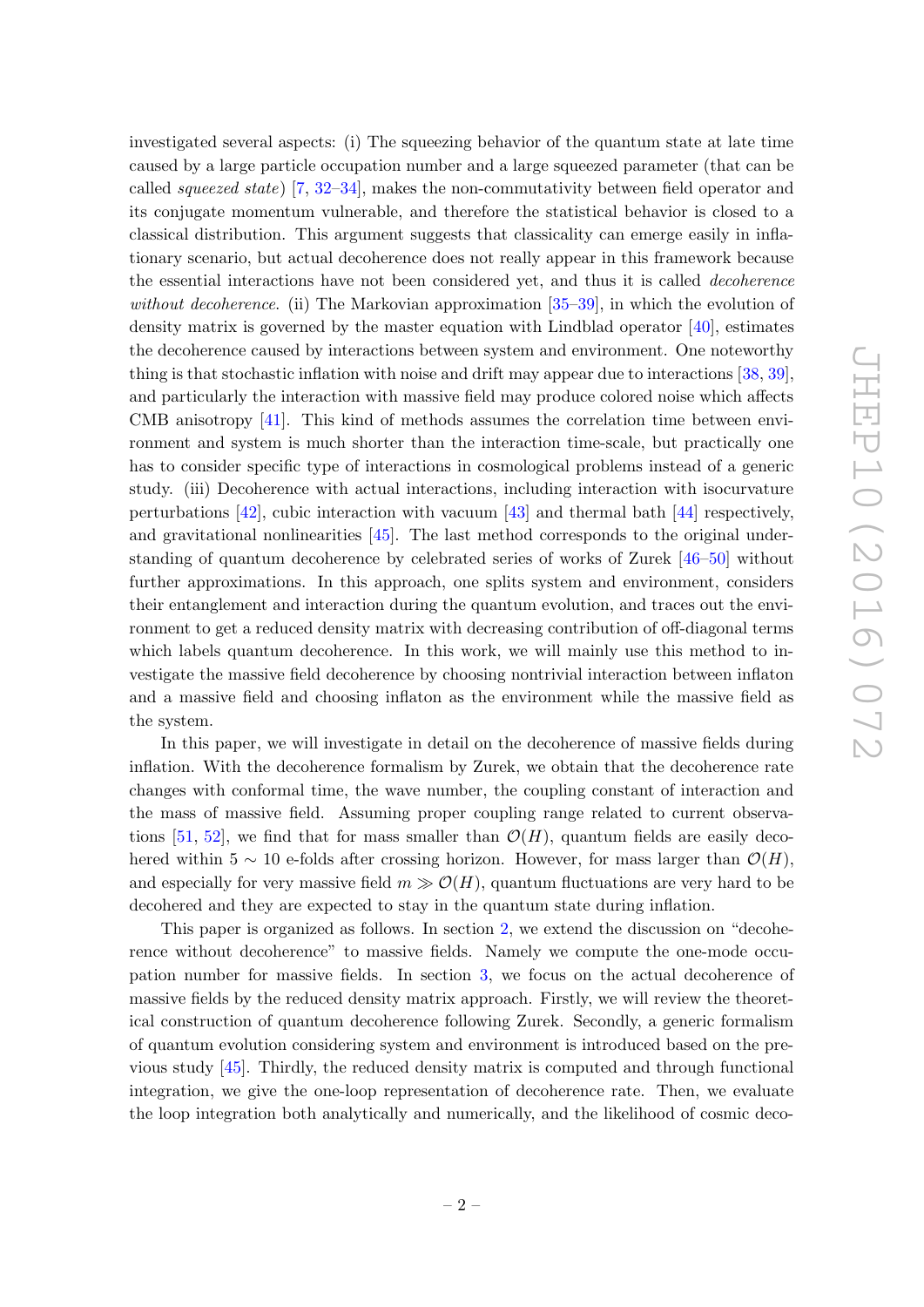investigated several aspects: (i) The squeezing behavior of the quantum state at late time caused by a large particle occupation number and a large squeezed parameter (that can be called *squeezed state*) [7, 32–34], makes the non-commutativity between field operator and its conjugate momentum vulnerable, and therefore the statistical behavior is closed to a classical distribution. This argument suggests that classicality can emerge easily in inflationary scenario, but actual decoherence does not really appear in this framework because the essential interactions have not been considered yet, and thus it is called *decoherence without decoherence*. (ii) The Markovian approximation [35–39], in which the evolution of density matrix is governed by the master equation with Lindblad operator [40], estimates the decoherence caused by interactions between system and environment. One noteworthy thing is that stochastic inflation with noise and drift may appear due to interactions [38, 39], and particularly the interaction with massive field may produce colored noise which affects CMB anisotropy [41]. This kind of methods assumes the correlation time between environment and system is much shorter than the interaction time-scale, but practically one has to consider specific type of interactions in cosmological problems instead of a generic study. (iii) Decoherence with actual interactions, including interaction with isocurvature perturbations [42], cubic interaction with vacuum [43] and thermal bath [44] respectively, and gravitational nonlinearities [45]. The last method corresponds to the original understanding of quantum decoherence by celebrated series of works of Zurek [46–50] without further approximations. In this approach, one splits system and environment, considers their entanglement and interaction during the quantum evolution, and traces out the environment to get a reduced density matrix with decreasing contribution of off-diagonal terms which labels quantum decoherence. In this work, we will mainly use this method to investigate the massive field decoherence by choosing nontrivial interaction between inflaton and a massive field and choosing inflaton as the environment while the massive field as the system.

In this paper, we will investigate in detail on the decoherence of massive fields during inflation. With the decoherence formalism by Zurek, we obtain that the decoherence rate changes with conformal time, the wave number, the coupling constant of interaction and the mass of massive field. Assuming proper coupling range related to current observations [51, 52], we find that for mass smaller than $\mathcal{O}(H)$, quantum fields are easily decohered within $5 \sim 10$ e-folds after crossing horizon. However, for mass larger than $\mathcal{O}(H)$, and especially for very massive field $m \gg \mathcal{O}(H)$, quantum fluctuations are very hard to be decohered and they are expected to stay in the quantum state during inflation.

This paper is organized as follows. In section 2, we extend the discussion on "decoherence without decoherence" to massive fields. Namely we compute the one-mode occupation number for massive fields. In section 3, we focus on the actual decoherence of massive fields by the reduced density matrix approach. Firstly, we will review the theoretical construction of quantum decoherence following Zurek. Secondly, a generic formalism of quantum evolution considering system and environment is introduced based on the previous study [45]. Thirdly, the reduced density matrix is computed and through functional integration, we give the one-loop representation of decoherence rate. Then, we evaluate the loop integration both analytically and numerically, and the likelihood of cosmic deco-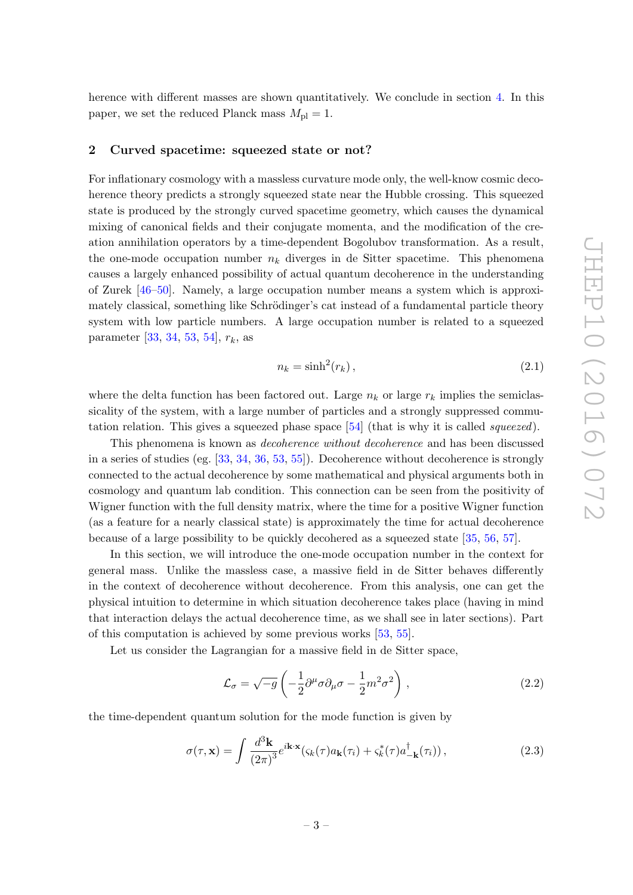herence with different masses are shown quantitatively. We conclude in section 4. In this paper, we set the reduced Planck mass $M_{\rm pl} = 1$.

## 2 Curved spacetime: squeezed state or not?

For inflationary cosmology with a massless curvature mode only, the well-know cosmic decoherence theory predicts a strongly squeezed state near the Hubble crossing. This squeezed state is produced by the strongly curved spacetime geometry, which causes the dynamical mixing of canonical fields and their conjugate momenta, and the modification of the creation annihilation operators by a time-dependent Bogolubov transformation. As a result, the one-mode occupation number $n_k$ diverges in de Sitter spacetime. This phenomena causes a largely enhanced possibility of actual quantum decoherence in the understanding of Zurek [46–50]. Namely, a large occupation number means a system which is approximately classical, something like Schrödinger's cat instead of a fundamental particle theory system with low particle numbers. A large occupation number is related to a squeezed parameter [33, 34, 53, 54], $r_k$, as

$$n_k = \sinh^2(r_k)\,, \tag{2.1}$$

where the delta function has been factored out. Large $n_k$ or large $r_k$ implies the semiclassicality of the system, with a large number of particles and a strongly suppressed commutation relation. This gives a squeezed phase space [54] (that is why it is called *squeezed*).

This phenomena is known as *decoherence without decoherence* and has been discussed in a series of studies (eg. [33, 34, 36, 53, 55]). Decoherence without decoherence is strongly connected to the actual decoherence by some mathematical and physical arguments both in cosmology and quantum lab condition. This connection can be seen from the positivity of Wigner function with the full density matrix, where the time for a positive Wigner function (as a feature for a nearly classical state) is approximately the time for actual decoherence because of a large possibility to be quickly decohered as a squeezed state [35, 56, 57].

In this section, we will introduce the one-mode occupation number in the context for general mass. Unlike the massless case, a massive field in de Sitter behaves differently in the context of decoherence without decoherence. From this analysis, one can get the physical intuition to determine in which situation decoherence takes place (having in mind that interaction delays the actual decoherence time, as we shall see in later sections). Part of this computation is achieved by some previous works [53, 55].

Let us consider the Lagrangian for a massive field in de Sitter space,

$$\mathcal{L}_\sigma = \sqrt{-g}\left(-\frac{1}{2}\partial^\mu\sigma\partial_\mu\sigma - \frac{1}{2}m^2\sigma^2\right)\,, \tag{2.2}$$

the time-dependent quantum solution for the mode function is given by

$$\sigma(\tau,\mathbf{x}) = \int \frac{d^3\mathbf{k}}{(2\pi)^3} e^{i\mathbf{k}\cdot\mathbf{x}} (\varsigma_k(\tau) a_{\mathbf{k}}(\tau_i) + \varsigma_k^*(\tau) a_{-\mathbf{k}}^\dagger(\tau_i))\,, \tag{2.3}$$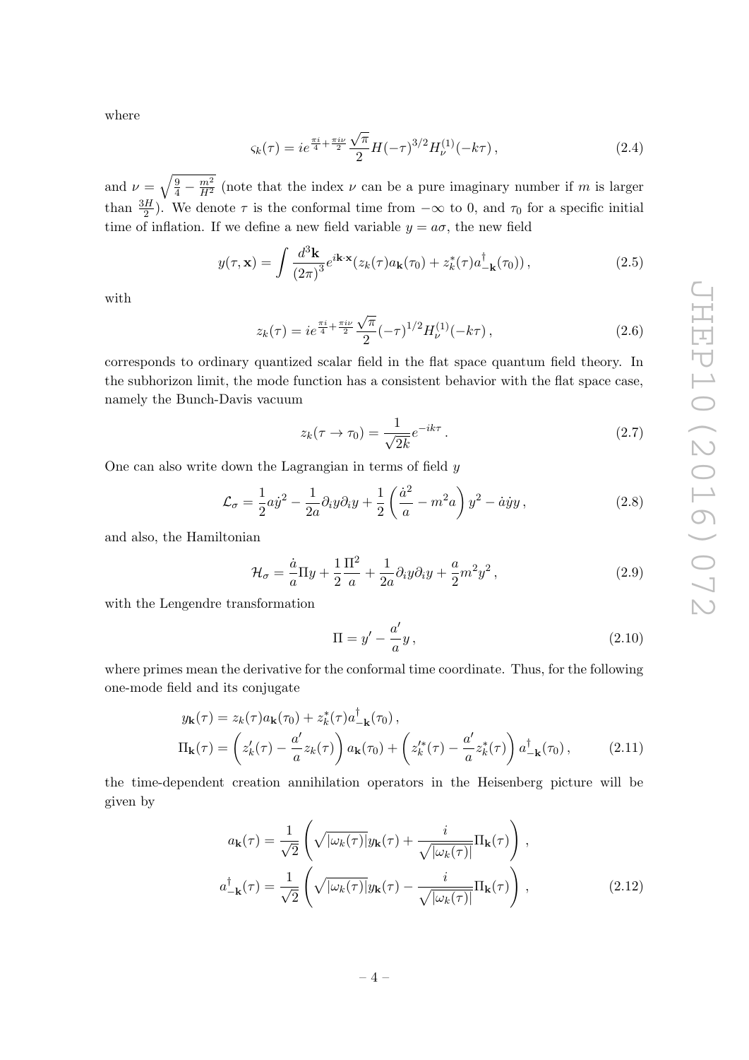where

$$\varsigma_k(\tau) = ie^{\frac{\pi i}{4}+\frac{\pi i\nu}{2}}\frac{\sqrt{\pi}}{2}H(-\tau)^{3/2}H_\nu^{(1)}(-k\tau)\,, \tag{2.4}$$

and $\nu = \sqrt{\frac{9}{4}-\frac{m^2}{H^2}}$ (note that the index $\nu$ can be a pure imaginary number if $m$ is larger than $\frac{3H}{2}$). We denote $\tau$ is the conformal time from $-\infty$ to 0, and $\tau_0$ for a specific initial time of inflation. If we define a new field variable $y = a\sigma$, the new field

$$y(\tau,\mathbf{x}) = \int \frac{d^3\mathbf{k}}{(2\pi)^3}e^{i\mathbf{k}\cdot\mathbf{x}}(z_k(\tau)a_{\mathbf{k}}(\tau_0) + z_k^*(\tau)a_{-\mathbf{k}}^\dagger(\tau_0))\,, \tag{2.5}$$

with

$$z_k(\tau) = ie^{\frac{\pi i}{4}+\frac{\pi i\nu}{2}}\frac{\sqrt{\pi}}{2}(-\tau)^{1/2}H_\nu^{(1)}(-k\tau)\,, \tag{2.6}$$

corresponds to ordinary quantized scalar field in the flat space quantum field theory. In the subhorizon limit, the mode function has a consistent behavior with the flat space case, namely the Bunch-Davis vacuum

$$z_k(\tau\to\tau_0) = \frac{1}{\sqrt{2k}}e^{-ik\tau}\,. \tag{2.7}$$

One can also write down the Lagrangian in terms of field $y$

$$\mathcal{L}_\sigma = \frac{1}{2}a\dot{y}^2 - \frac{1}{2a}\partial_i y\partial_i y + \frac{1}{2}\left(\frac{\dot{a}^2}{a} - m^2 a\right)y^2 - \dot{a}\dot{y}y\,, \tag{2.8}$$

and also, the Hamiltonian

$$\mathcal{H}_\sigma = \frac{\dot{a}}{a}\Pi y + \frac{1}{2}\frac{\Pi^2}{a} + \frac{1}{2a}\partial_i y\partial_i y + \frac{a}{2}m^2y^2\,, \tag{2.9}$$

with the Lengendre transformation

$$\Pi = y' - \frac{a'}{a}y\,, \tag{2.10}$$

where primes mean the derivative for the conformal time coordinate. Thus, for the following one-mode field and its conjugate

$$\begin{aligned}
y_{\mathbf{k}}(\tau) &= z_k(\tau)a_{\mathbf{k}}(\tau_0) + z_k^*(\tau)a_{-\mathbf{k}}^\dagger(\tau_0)\,,\\
\Pi_{\mathbf{k}}(\tau) &= \left(z_k'(\tau) - \frac{a'}{a}z_k(\tau)\right)a_{\mathbf{k}}(\tau_0) + \left(z_k'^*(\tau) - \frac{a'}{a}z_k^*(\tau)\right)a_{-\mathbf{k}}^\dagger(\tau_0)\,,
\end{aligned} \tag{2.11}$$

the time-dependent creation annihilation operators in the Heisenberg picture will be given by

$$\begin{aligned}
a_{\mathbf{k}}(\tau) &= \frac{1}{\sqrt{2}}\left(\sqrt{|\omega_k(\tau)|}y_{\mathbf{k}}(\tau) + \frac{i}{\sqrt{|\omega_k(\tau)|}}\Pi_{\mathbf{k}}(\tau)\right)\,,\\
a_{-\mathbf{k}}^\dagger(\tau) &= \frac{1}{\sqrt{2}}\left(\sqrt{|\omega_k(\tau)|}y_{\mathbf{k}}(\tau) - \frac{i}{\sqrt{|\omega_k(\tau)|}}\Pi_{\mathbf{k}}(\tau)\right)\,,
\end{aligned} \tag{2.12}$$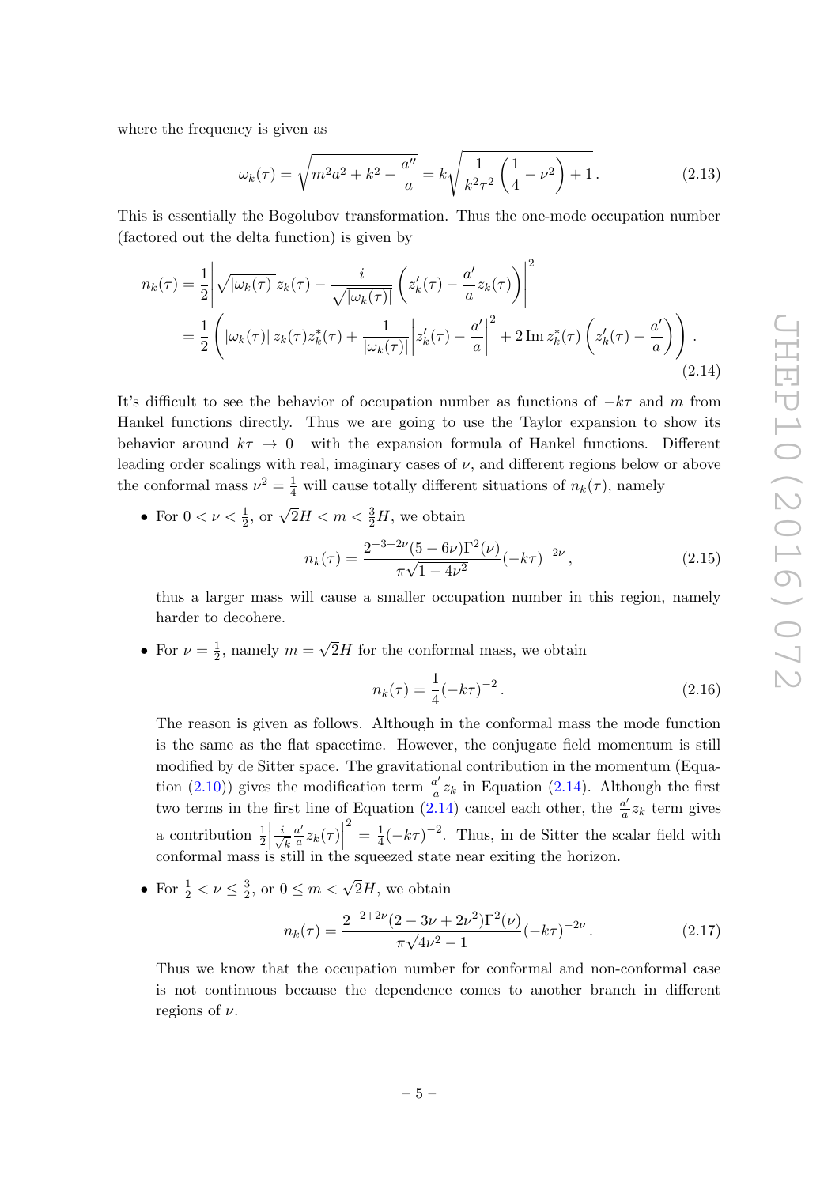where the frequency is given as

$$\omega_k(\tau) = \sqrt{m^2 a^2 + k^2 - \frac{a''}{a}} = k\sqrt{\frac{1}{k^2\tau^2}\left(\frac{1}{4} - \nu^2\right) + 1}\,. \tag{2.13}$$

This is essentially the Bogolubov transformation. Thus the one-mode occupation number (factored out the delta function) is given by

$$\begin{aligned} n_k(\tau) &= \frac{1}{2}\left|\sqrt{|\omega_k(\tau)|} z_k(\tau) - \frac{i}{\sqrt{|\omega_k(\tau)|}}\left(z_k'(\tau) - \frac{a'}{a} z_k(\tau)\right)\right|^2 \\ &= \frac{1}{2}\left(|\omega_k(\tau)|\, z_k(\tau) z_k^*(\tau) + \frac{1}{|\omega_k(\tau)|}\left|z_k'(\tau) - \frac{a'}{a}\right|^2 + 2\,\mathrm{Im}\, z_k^*(\tau)\left(z_k'(\tau) - \frac{a'}{a}\right)\right). \end{aligned} \tag{2.14}$$

It's difficult to see the behavior of occupation number as functions of $-k\tau$ and $m$ from Hankel functions directly. Thus we are going to use the Taylor expansion to show its behavior around $k\tau \to 0^-$ with the expansion formula of Hankel functions. Different leading order scalings with real, imaginary cases of $\nu$, and different regions below or above the conformal mass $\nu^2 = \frac{1}{4}$ will cause totally different situations of $n_k(\tau)$, namely

- For $0 < \nu < \frac{1}{2}$, or $\sqrt{2}H < m < \frac{3}{2}H$, we obtain

  $$n_k(\tau) = \frac{2^{-3+2\nu}(5-6\nu)\Gamma^2(\nu)}{\pi\sqrt{1-4\nu^2}}(-k\tau)^{-2\nu}\,, \tag{2.15}$$

  thus a larger mass will cause a smaller occupation number in this region, namely harder to decohere.

- For $\nu = \frac{1}{2}$, namely $m = \sqrt{2}H$ for the conformal mass, we obtain

  $$n_k(\tau) = \frac{1}{4}(-k\tau)^{-2}\,. \tag{2.16}$$

  The reason is given as follows. Although in the conformal mass the mode function is the same as the flat spacetime. However, the conjugate field momentum is still modified by de Sitter space. The gravitational contribution in the momentum (Equation (2.10)) gives the modification term $\frac{a'}{a} z_k$ in Equation (2.14). Although the first two terms in the first line of Equation (2.14) cancel each other, the $\frac{a'}{a} z_k$ term gives a contribution $\frac{1}{2}\left|\frac{i}{\sqrt{k}}\frac{a'}{a} z_k(\tau)\right|^2 = \frac{1}{4}(-k\tau)^{-2}$. Thus, in de Sitter the scalar field with conformal mass is still in the squeezed state near exiting the horizon.

- For $\frac{1}{2} < \nu \leq \frac{3}{2}$, or $0 \leq m < \sqrt{2}H$, we obtain

  $$n_k(\tau) = \frac{2^{-2+2\nu}(2-3\nu+2\nu^2)\Gamma^2(\nu)}{\pi\sqrt{4\nu^2-1}}(-k\tau)^{-2\nu}\,. \tag{2.17}$$

  Thus we know that the occupation number for conformal and non-conformal case is not continuous because the dependence comes to another branch in different regions of $\nu$.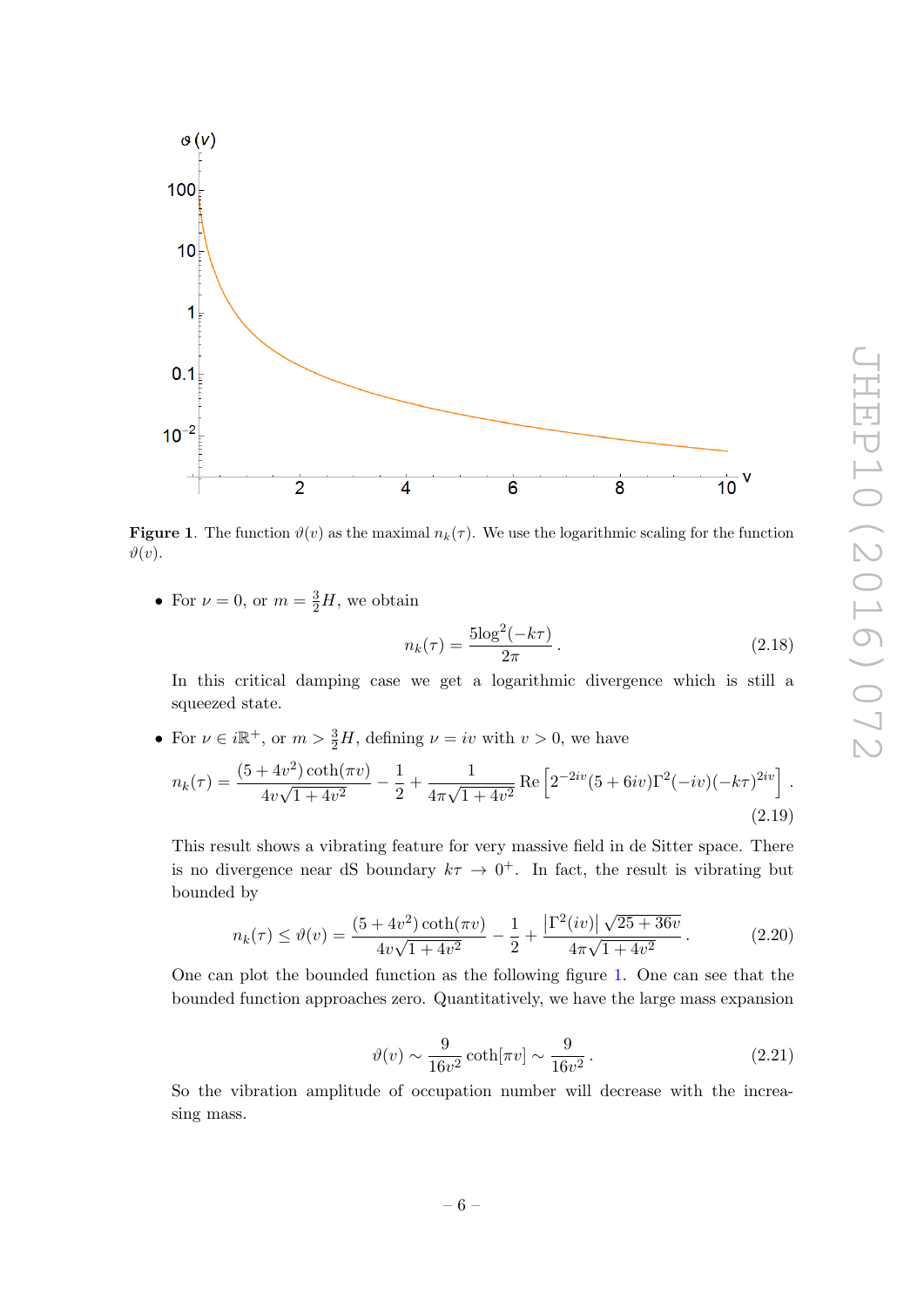**Figure 1**. The function $\vartheta(v)$ as the maximal $n_k(\tau)$. We use the logarithmic scaling for the function $\vartheta(v)$.

- For $\nu = 0$, or $m = \frac{3}{2}H$, we obtain

$$n_k(\tau) = \frac{5\log^2(-k\tau)}{2\pi}\,. \tag{2.18}$$

In this critical damping case we get a logarithmic divergence which is still a squeezed state.

- For $\nu \in i\mathbb{R}^+$, or $m > \frac{3}{2}H$, defining $\nu = iv$ with $v > 0$, we have

$$n_k(\tau) = \frac{(5+4v^2)\coth(\pi v)}{4v\sqrt{1+4v^2}} - \frac{1}{2} + \frac{1}{4\pi\sqrt{1+4v^2}}\,\mathrm{Re}\left[2^{-2iv}(5+6iv)\Gamma^2(-iv)(-k\tau)^{2iv}\right]\,. \tag{2.19}$$

This result shows a vibrating feature for very massive field in de Sitter space. There is no divergence near dS boundary $k\tau \to 0^+$. In fact, the result is vibrating but bounded by

$$n_k(\tau) \leq \vartheta(v) = \frac{(5+4v^2)\coth(\pi v)}{4v\sqrt{1+4v^2}} - \frac{1}{2} + \frac{\left|\Gamma^2(iv)\right|\sqrt{25+36v}}{4\pi\sqrt{1+4v^2}}\,. \tag{2.20}$$

One can plot the bounded function as the following figure 1. One can see that the bounded function approaches zero. Quantitatively, we have the large mass expansion

$$\vartheta(v) \sim \frac{9}{16v^2}\coth[\pi v] \sim \frac{9}{16v^2}\,. \tag{2.21}$$

So the vibration amplitude of occupation number will decrease with the increasing mass.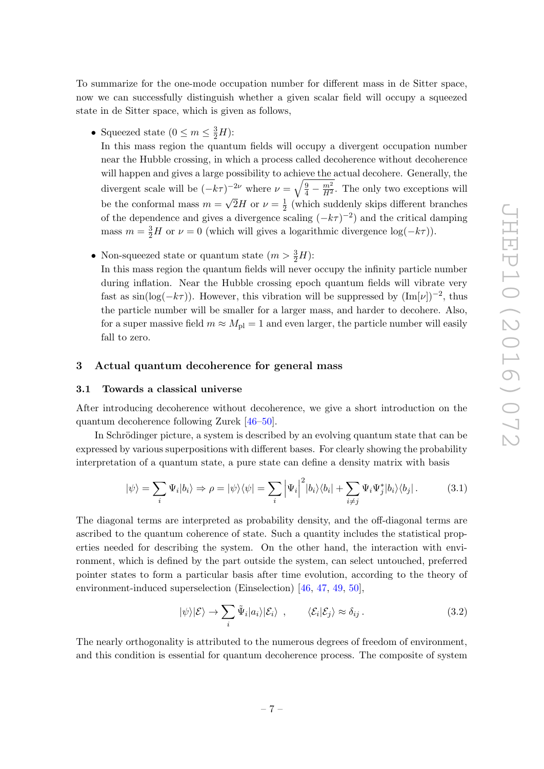To summarize for the one-mode occupation number for different mass in de Sitter space, now we can successfully distinguish whether a given scalar field will occupy a squeezed state in de Sitter space, which is given as follows,

- Squeezed state ($0 \leq m \leq \frac{3}{2}H$):
  In this mass region the quantum fields will occupy a divergent occupation number near the Hubble crossing, in which a process called decoherence without decoherence will happen and gives a large possibility to achieve the actual decohere. Generally, the divergent scale will be $(-k\tau)^{-2\nu}$ where $\nu = \sqrt{\frac{9}{4} - \frac{m^2}{H^2}}$. The only two exceptions will be the conformal mass $m = \sqrt{2}H$ or $\nu = \frac{1}{2}$ (which suddenly skips different branches of the dependence and gives a divergence scaling $(-k\tau)^{-2}$) and the critical damping mass $m = \frac{3}{2}H$ or $\nu = 0$ (which will gives a logarithmic divergence $\log(-k\tau)$).

- Non-squeezed state or quantum state ($m > \frac{3}{2}H$):
  In this mass region the quantum fields will never occupy the infinity particle number during inflation. Near the Hubble crossing epoch quantum fields will vibrate very fast as $\sin(\log(-k\tau))$. However, this vibration will be suppressed by $(\mathrm{Im}[\nu])^{-2}$, thus the particle number will be smaller for a larger mass, and harder to decohere. Also, for a super massive field $m \approx M_{\mathrm{pl}} = 1$ and even larger, the particle number will easily fall to zero.

## 3 Actual quantum decoherence for general mass

### 3.1 Towards a classical universe

After introducing decoherence without decoherence, we give a short introduction on the quantum decoherence following Zurek [46–50].

In Schrödinger picture, a system is described by an evolving quantum state that can be expressed by various superpositions with different bases. For clearly showing the probability interpretation of a quantum state, a pure state can define a density matrix with basis

$$|\psi\rangle = \sum_i \Psi_i |b_i\rangle \Rightarrow \rho = |\psi\rangle\langle\psi| = \sum_i \left|\Psi_i\right|^2 |b_i\rangle\langle b_i| + \sum_{i\neq j} \Psi_i \Psi_j^* |b_i\rangle\langle b_j| \,. \tag{3.1}$$

The diagonal terms are interpreted as probability density, and the off-diagonal terms are ascribed to the quantum coherence of state. Such a quantity includes the statistical properties needed for describing the system. On the other hand, the interaction with environment, which is defined by the part outside the system, can select untouched, preferred pointer states to form a particular basis after time evolution, according to the theory of environment-induced superselection (Einselection) [46, 47, 49, 50],

$$|\psi\rangle|\mathcal{E}\rangle \to \sum_i \tilde{\Psi}_i |a_i\rangle|\mathcal{E}_i\rangle \ , \qquad \langle\mathcal{E}_i|\mathcal{E}_j\rangle \approx \delta_{ij} \,. \tag{3.2}$$

The nearly orthogonality is attributed to the numerous degrees of freedom of environment, and this condition is essential for quantum decoherence process. The composite of system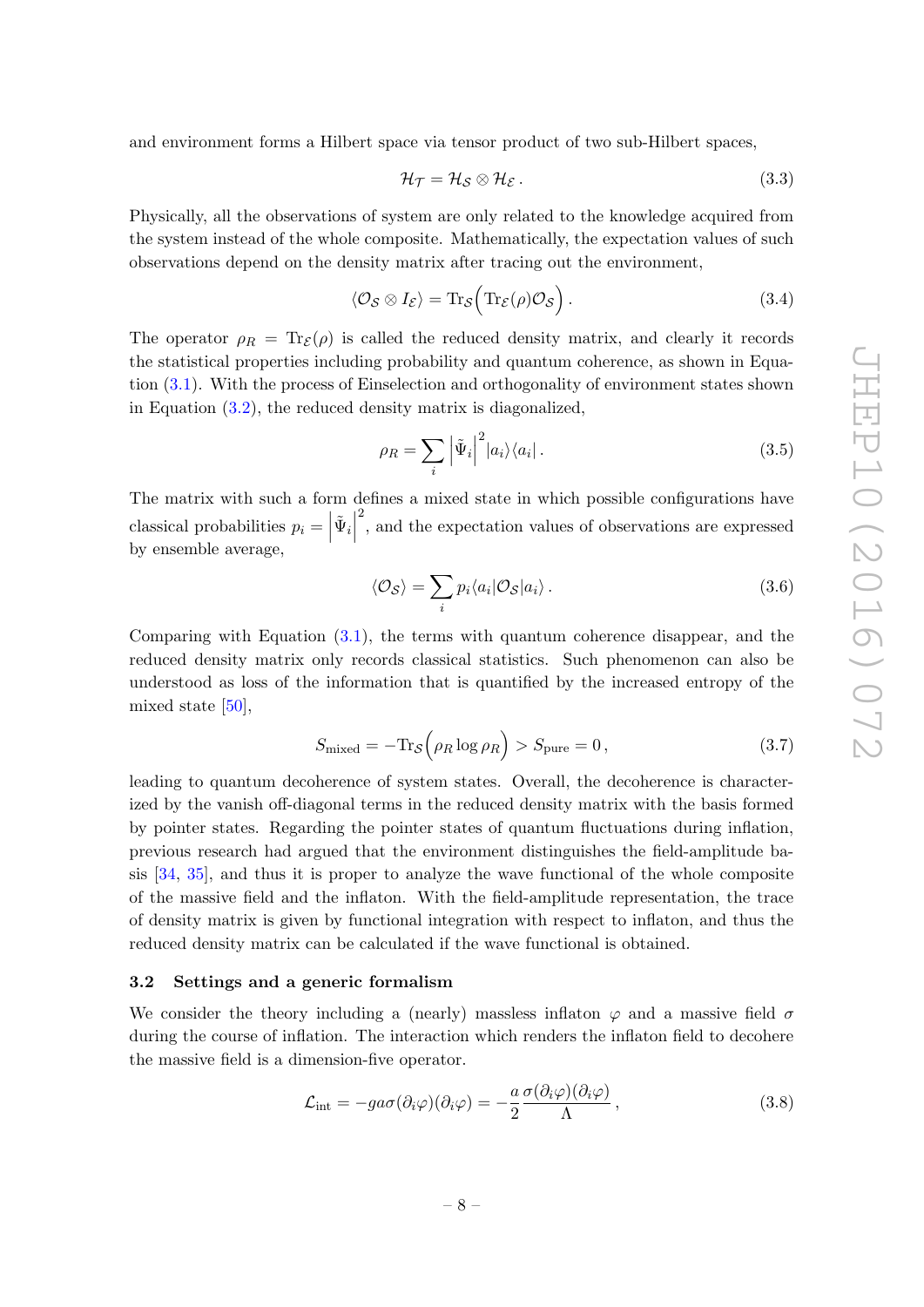and environment forms a Hilbert space via tensor product of two sub-Hilbert spaces,

$$\mathcal{H}_{\mathcal{T}} = \mathcal{H}_{\mathcal{S}} \otimes \mathcal{H}_{\mathcal{E}} \,. \tag{3.3}$$

Physically, all the observations of system are only related to the knowledge acquired from the system instead of the whole composite. Mathematically, the expectation values of such observations depend on the density matrix after tracing out the environment,

$$\langle \mathcal{O}_{\mathcal{S}} \otimes I_{\mathcal{E}} \rangle = \mathrm{Tr}_{\mathcal{S}}\Big(\mathrm{Tr}_{\mathcal{E}}(\rho)\mathcal{O}_{\mathcal{S}}\Big) \,. \tag{3.4}$$

The operator $\rho_R = \mathrm{Tr}_{\mathcal{E}}(\rho)$ is called the reduced density matrix, and clearly it records the statistical properties including probability and quantum coherence, as shown in Equation (3.1). With the process of Einselection and orthogonality of environment states shown in Equation (3.2), the reduced density matrix is diagonalized,

$$\rho_R = \sum_i \left|\tilde{\Psi}_i\right|^2 |a_i\rangle\langle a_i| \,. \tag{3.5}$$

The matrix with such a form defines a mixed state in which possible configurations have classical probabilities $p_i = \left|\tilde{\Psi}_i\right|^2$, and the expectation values of observations are expressed by ensemble average,

$$\langle \mathcal{O}_{\mathcal{S}} \rangle = \sum_i p_i \langle a_i | \mathcal{O}_{\mathcal{S}} | a_i \rangle \,. \tag{3.6}$$

Comparing with Equation (3.1), the terms with quantum coherence disappear, and the reduced density matrix only records classical statistics. Such phenomenon can also be understood as loss of the information that is quantified by the increased entropy of the mixed state [50],

$$S_{\mathrm{mixed}} = -\mathrm{Tr}_{\mathcal{S}}\Big(\rho_R \log \rho_R\Big) > S_{\mathrm{pure}} = 0 \,, \tag{3.7}$$

leading to quantum decoherence of system states. Overall, the decoherence is characterized by the vanish off-diagonal terms in the reduced density matrix with the basis formed by pointer states. Regarding the pointer states of quantum fluctuations during inflation, previous research had argued that the environment distinguishes the field-amplitude basis [34, 35], and thus it is proper to analyze the wave functional of the whole composite of the massive field and the inflaton. With the field-amplitude representation, the trace of density matrix is given by functional integration with respect to inflaton, and thus the reduced density matrix can be calculated if the wave functional is obtained.

### 3.2 Settings and a generic formalism

We consider the theory including a (nearly) massless inflaton $\varphi$ and a massive field $\sigma$ during the course of inflation. The interaction which renders the inflaton field to decohere the massive field is a dimension-five operator.

$$\mathcal{L}_{\mathrm{int}} = -ga\sigma(\partial_i\varphi)(\partial_i\varphi) = -\frac{a}{2}\frac{\sigma(\partial_i\varphi)(\partial_i\varphi)}{\Lambda} \,, \tag{3.8}$$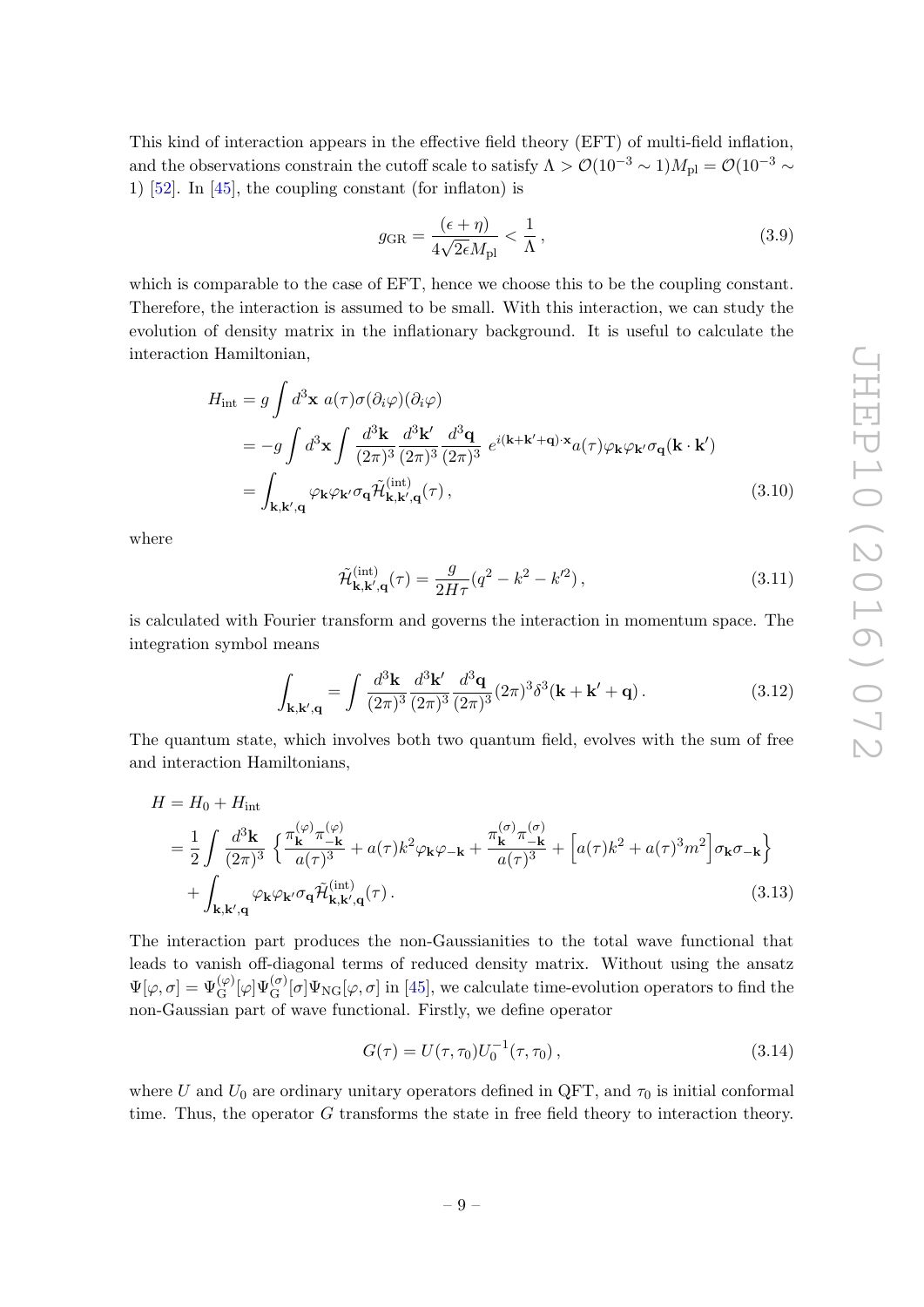This kind of interaction appears in the effective field theory (EFT) of multi-field inflation, and the observations constrain the cutoff scale to satisfy $\Lambda > \mathcal{O}(10^{-3} \sim 1) M_{\rm pl} = \mathcal{O}(10^{-3} \sim 1)$ [52]. In [45], the coupling constant (for inflaton) is

$$g_{\rm GR} = \frac{(\epsilon + \eta)}{4\sqrt{2\epsilon} M_{\rm pl}} < \frac{1}{\Lambda} \,, \tag{3.9}$$

which is comparable to the case of EFT, hence we choose this to be the coupling constant. Therefore, the interaction is assumed to be small. With this interaction, we can study the evolution of density matrix in the inflationary background. It is useful to calculate the interaction Hamiltonian,

$$\begin{aligned}
H_{\rm int} &= g \int d^3\mathbf{x}\; a(\tau) \sigma (\partial_i \varphi)(\partial_i \varphi) \\
&= -g \int d^3\mathbf{x} \int \frac{d^3\mathbf{k}}{(2\pi)^3} \frac{d^3\mathbf{k}'}{(2\pi)^3} \frac{d^3\mathbf{q}}{(2\pi)^3}\; e^{i(\mathbf{k}+\mathbf{k}'+\mathbf{q})\cdot\mathbf{x}} a(\tau) \varphi_{\mathbf{k}} \varphi_{\mathbf{k}'} \sigma_{\mathbf{q}} (\mathbf{k}\cdot\mathbf{k}') \\
&= \int_{\mathbf{k},\mathbf{k}',\mathbf{q}} \varphi_{\mathbf{k}} \varphi_{\mathbf{k}'} \sigma_{\mathbf{q}} \tilde{\mathcal{H}}^{(\rm int)}_{\mathbf{k},\mathbf{k}',\mathbf{q}}(\tau) \,,
\end{aligned} \tag{3.10}$$

where

$$\tilde{\mathcal{H}}^{(\rm int)}_{\mathbf{k},\mathbf{k}',\mathbf{q}}(\tau) = \frac{g}{2H\tau}(q^2 - k^2 - k'^2) \,, \tag{3.11}$$

is calculated with Fourier transform and governs the interaction in momentum space. The integration symbol means

$$\int_{\mathbf{k},\mathbf{k}',\mathbf{q}} = \int \frac{d^3\mathbf{k}}{(2\pi)^3} \frac{d^3\mathbf{k}'}{(2\pi)^3} \frac{d^3\mathbf{q}}{(2\pi)^3} (2\pi)^3 \delta^3(\mathbf{k}+\mathbf{k}'+\mathbf{q}) \,. \tag{3.12}$$

The quantum state, which involves both two quantum field, evolves with the sum of free and interaction Hamiltonians,

$$\begin{aligned}
H &= H_0 + H_{\rm int} \\
&= \frac{1}{2} \int \frac{d^3\mathbf{k}}{(2\pi)^3} \left\{ \frac{\pi^{(\varphi)}_{\mathbf{k}} \pi^{(\varphi)}_{-\mathbf{k}}}{a(\tau)^3} + a(\tau) k^2 \varphi_{\mathbf{k}} \varphi_{-\mathbf{k}} + \frac{\pi^{(\sigma)}_{\mathbf{k}} \pi^{(\sigma)}_{-\mathbf{k}}}{a(\tau)^3} + \left[ a(\tau) k^2 + a(\tau)^3 m^2 \right] \sigma_{\mathbf{k}} \sigma_{-\mathbf{k}} \right\} \\
&\quad + \int_{\mathbf{k},\mathbf{k}',\mathbf{q}} \varphi_{\mathbf{k}} \varphi_{\mathbf{k}'} \sigma_{\mathbf{q}} \tilde{\mathcal{H}}^{(\rm int)}_{\mathbf{k},\mathbf{k}',\mathbf{q}}(\tau) \,.
\end{aligned} \tag{3.13}$$

The interaction part produces the non-Gaussianities to the total wave functional that leads to vanish off-diagonal terms of reduced density matrix. Without using the ansatz $\Psi[\varphi, \sigma] = \Psi^{(\varphi)}_{\rm G}[\varphi] \Psi^{(\sigma)}_{\rm G}[\sigma] \Psi_{\rm NG}[\varphi, \sigma]$ in [45], we calculate time-evolution operators to find the non-Gaussian part of wave functional. Firstly, we define operator

$$G(\tau) = U(\tau, \tau_0) U_0^{-1}(\tau, \tau_0) \,, \tag{3.14}$$

where $U$ and $U_0$ are ordinary unitary operators defined in QFT, and $\tau_0$ is initial conformal time. Thus, the operator $G$ transforms the state in free field theory to interaction theory.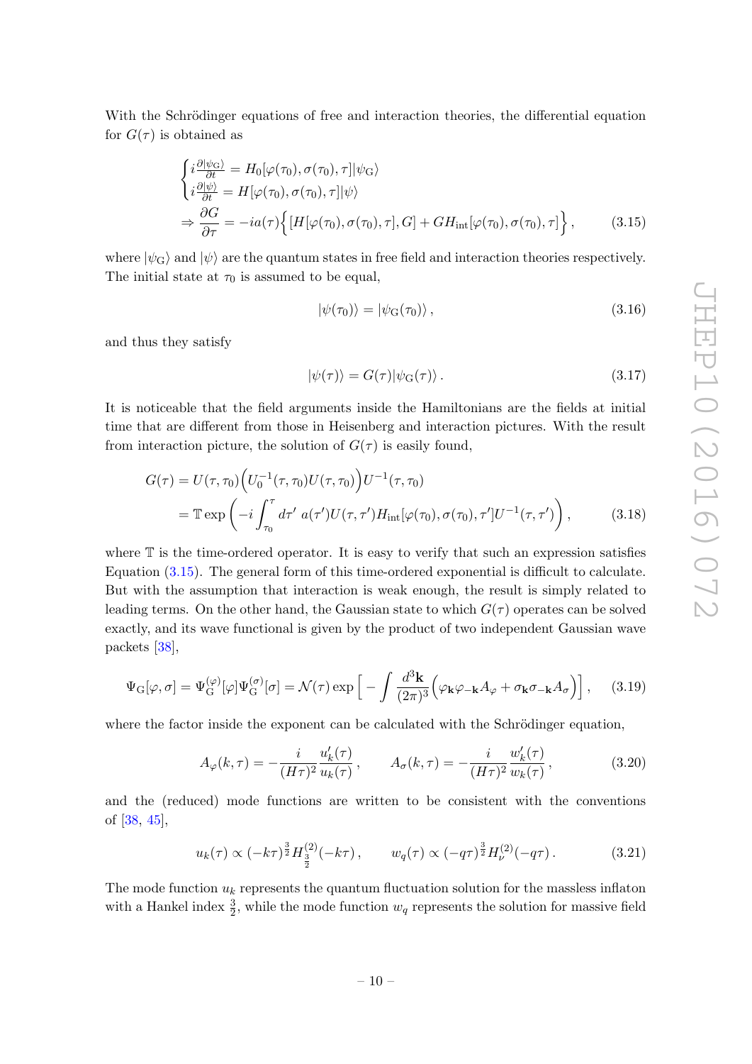With the Schrödinger equations of free and interaction theories, the differential equation for $G(\tau)$ is obtained as

$$
\begin{cases} i\frac{\partial|\psi_{\rm G}\rangle}{\partial t} = H_0[\varphi(\tau_0),\sigma(\tau_0),\tau]|\psi_{\rm G}\rangle \\ i\frac{\partial|\psi\rangle}{\partial t} = H[\varphi(\tau_0),\sigma(\tau_0),\tau]|\psi\rangle \end{cases}
$$

$$
\Rightarrow \frac{\partial G}{\partial \tau} = -ia(\tau)\Big\{[H[\varphi(\tau_0),\sigma(\tau_0),\tau],G] + GH_{\rm int}[\varphi(\tau_0),\sigma(\tau_0),\tau]\Big\}\,, \tag{3.15}
$$

where $|\psi_{\rm G}\rangle$ and $|\psi\rangle$ are the quantum states in free field and interaction theories respectively. The initial state at $\tau_0$ is assumed to be equal,

$$
|\psi(\tau_0)\rangle = |\psi_{\rm G}(\tau_0)\rangle\,, \tag{3.16}
$$

and thus they satisfy

$$
|\psi(\tau)\rangle = G(\tau)|\psi_{\rm G}(\tau)\rangle\,. \tag{3.17}
$$

It is noticeable that the field arguments inside the Hamiltonians are the fields at initial time that are different from those in Heisenberg and interaction pictures. With the result from interaction picture, the solution of $G(\tau)$ is easily found,

$$
\begin{aligned}
G(\tau) &= U(\tau,\tau_0)\Big(U_0^{-1}(\tau,\tau_0)U(\tau,\tau_0)\Big)U^{-1}(\tau,\tau_0) \\
&= \mathbb{T}\exp\left(-i\int_{\tau_0}^{\tau} d\tau'\ a(\tau')U(\tau,\tau')H_{\rm int}[\varphi(\tau_0),\sigma(\tau_0),\tau']U^{-1}(\tau,\tau')\right),
\end{aligned} \tag{3.18}
$$

where $\mathbb{T}$ is the time-ordered operator. It is easy to verify that such an expression satisfies Equation (3.15). The general form of this time-ordered exponential is difficult to calculate. But with the assumption that interaction is weak enough, the result is simply related to leading terms. On the other hand, the Gaussian state to which $G(\tau)$ operates can be solved exactly, and its wave functional is given by the product of two independent Gaussian wave packets [38],

$$
\Psi_{\rm G}[\varphi,\sigma] = \Psi_{\rm G}^{(\varphi)}[\varphi]\Psi_{\rm G}^{(\sigma)}[\sigma] = \mathcal{N}(\tau)\exp\Big[-\int\frac{d^3\mathbf{k}}{(2\pi)^3}\Big(\varphi_{\mathbf{k}}\varphi_{-\mathbf{k}}A_\varphi + \sigma_{\mathbf{k}}\sigma_{-\mathbf{k}}A_\sigma\Big)\Big]\,, \tag{3.19}
$$

where the factor inside the exponent can be calculated with the Schrödinger equation,

$$
A_\varphi(k,\tau) = -\frac{i}{(H\tau)^2}\frac{u_k'(\tau)}{u_k(\tau)}\,, \qquad A_\sigma(k,\tau) = -\frac{i}{(H\tau)^2}\frac{w_k'(\tau)}{w_k(\tau)}\,, \tag{3.20}
$$

and the (reduced) mode functions are written to be consistent with the conventions of [38, 45],

$$
u_k(\tau) \propto (-k\tau)^{\frac{3}{2}}H_{\frac{3}{2}}^{(2)}(-k\tau)\,, \qquad w_q(\tau) \propto (-q\tau)^{\frac{3}{2}}H_{\nu}^{(2)}(-q\tau)\,. \tag{3.21}
$$

The mode function $u_k$ represents the quantum fluctuation solution for the massless inflaton with a Hankel index $\frac{3}{2}$, while the mode function $w_q$ represents the solution for massive field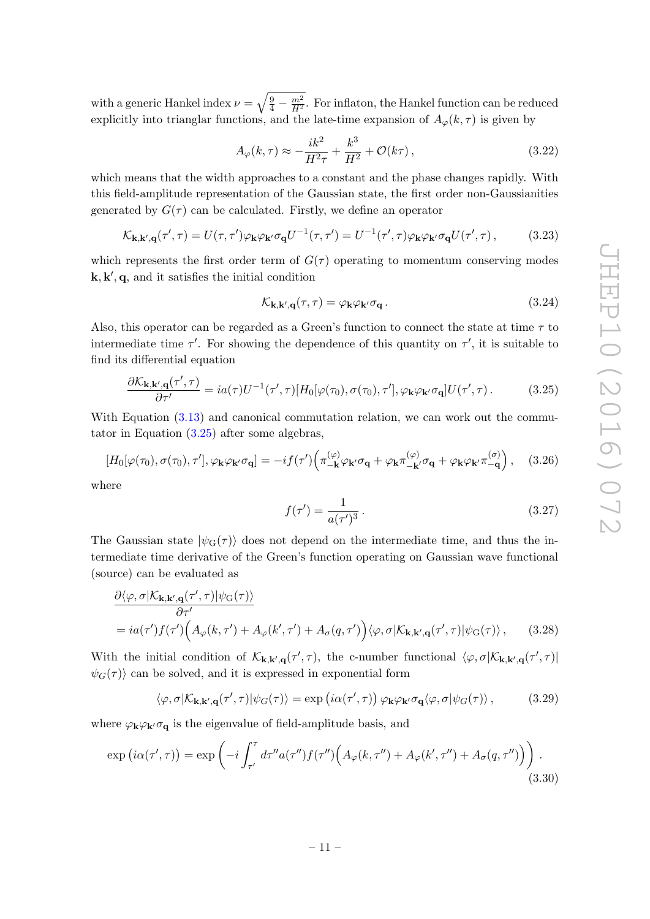with a generic Hankel index $\nu = \sqrt{\frac{9}{4} - \frac{m^2}{H^2}}$. For inflaton, the Hankel function can be reduced explicitly into trianglar functions, and the late-time expansion of $A_\varphi(k,\tau)$ is given by

$$A_\varphi(k,\tau) \approx -\frac{ik^2}{H^2\tau} + \frac{k^3}{H^2} + \mathcal{O}(k\tau)\,, \tag{3.22}$$

which means that the width approaches to a constant and the phase changes rapidly. With this field-amplitude representation of the Gaussian state, the first order non-Gaussianities generated by $G(\tau)$ can be calculated. Firstly, we define an operator

$$\mathcal{K}_{\mathbf{k},\mathbf{k}',\mathbf{q}}(\tau',\tau) = U(\tau,\tau')\varphi_{\mathbf{k}}\varphi_{\mathbf{k}'}\sigma_{\mathbf{q}}U^{-1}(\tau,\tau') = U^{-1}(\tau',\tau)\varphi_{\mathbf{k}}\varphi_{\mathbf{k}'}\sigma_{\mathbf{q}}U(\tau',\tau)\,, \tag{3.23}$$

which represents the first order term of $G(\tau)$ operating to momentum conserving modes $\mathbf{k},\mathbf{k}',\mathbf{q}$, and it satisfies the initial condition

$$\mathcal{K}_{\mathbf{k},\mathbf{k}',\mathbf{q}}(\tau,\tau) = \varphi_{\mathbf{k}}\varphi_{\mathbf{k}'}\sigma_{\mathbf{q}}\,. \tag{3.24}$$

Also, this operator can be regarded as a Green's function to connect the state at time $\tau$ to intermediate time $\tau'$. For showing the dependence of this quantity on $\tau'$, it is suitable to find its differential equation

$$\frac{\partial \mathcal{K}_{\mathbf{k},\mathbf{k}',\mathbf{q}}(\tau',\tau)}{\partial \tau'} = ia(\tau)U^{-1}(\tau',\tau)[H_0[\varphi(\tau_0),\sigma(\tau_0),\tau'],\varphi_{\mathbf{k}}\varphi_{\mathbf{k}'}\sigma_{\mathbf{q}}]U(\tau',\tau)\,. \tag{3.25}$$

With Equation (3.13) and canonical commutation relation, we can work out the commutator in Equation (3.25) after some algebras,

$$[H_0[\varphi(\tau_0),\sigma(\tau_0),\tau'],\varphi_{\mathbf{k}}\varphi_{\mathbf{k}'}\sigma_{\mathbf{q}}] = -if(\tau')\Big(\pi^{(\varphi)}_{-\mathbf{k}}\varphi_{\mathbf{k}'}\sigma_{\mathbf{q}} + \varphi_{\mathbf{k}}\pi^{(\varphi)}_{-\mathbf{k}'}\sigma_{\mathbf{q}} + \varphi_{\mathbf{k}}\varphi_{\mathbf{k}'}\pi^{(\sigma)}_{-\mathbf{q}}\Big)\,, \tag{3.26}$$

where

$$f(\tau') = \frac{1}{a(\tau')^3}\,. \tag{3.27}$$

The Gaussian state $|\psi_{\rm G}(\tau)\rangle$ does not depend on the intermediate time, and thus the intermediate time derivative of the Green's function operating on Gaussian wave functional (source) can be evaluated as

$$\begin{aligned}
&\frac{\partial\langle\varphi,\sigma|\mathcal{K}_{\mathbf{k},\mathbf{k}',\mathbf{q}}(\tau',\tau)|\psi_{\rm G}(\tau)\rangle}{\partial\tau'} \\
&= ia(\tau')f(\tau')\Big(A_\varphi(k,\tau') + A_\varphi(k',\tau') + A_\sigma(q,\tau')\Big)\langle\varphi,\sigma|\mathcal{K}_{\mathbf{k},\mathbf{k}',\mathbf{q}}(\tau',\tau)|\psi_{\rm G}(\tau)\rangle\,,
\end{aligned} \tag{3.28}$$

With the initial condition of $\mathcal{K}_{\mathbf{k},\mathbf{k}',\mathbf{q}}(\tau',\tau)$, the c-number functional $\langle\varphi,\sigma|\mathcal{K}_{\mathbf{k},\mathbf{k}',\mathbf{q}}(\tau',\tau)|\psi_G(\tau)\rangle$ can be solved, and it is expressed in exponential form

$$\langle\varphi,\sigma|\mathcal{K}_{\mathbf{k},\mathbf{k}',\mathbf{q}}(\tau',\tau)|\psi_G(\tau)\rangle = \exp\left(i\alpha(\tau',\tau)\right)\varphi_{\mathbf{k}}\varphi_{\mathbf{k}'}\sigma_{\mathbf{q}}\langle\varphi,\sigma|\psi_G(\tau)\rangle\,, \tag{3.29}$$

where $\varphi_{\mathbf{k}}\varphi_{\mathbf{k}'}\sigma_{\mathbf{q}}$ is the eigenvalue of field-amplitude basis, and

$$\exp\left(i\alpha(\tau',\tau)\right) = \exp\left(-i\int_{\tau'}^{\tau}d\tau'' a(\tau'')f(\tau'')\Big(A_\varphi(k,\tau'') + A_\varphi(k',\tau'') + A_\sigma(q,\tau'')\Big)\right)\,. \tag{3.30}$$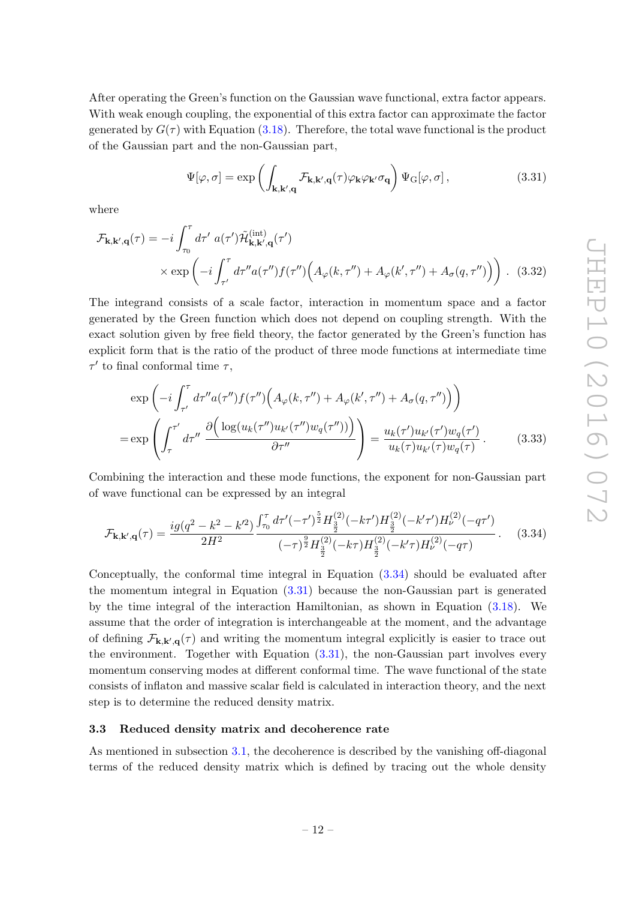After operating the Green's function on the Gaussian wave functional, extra factor appears. With weak enough coupling, the exponential of this extra factor can approximate the factor generated by $G(\tau)$ with Equation (3.18). Therefore, the total wave functional is the product of the Gaussian part and the non-Gaussian part,

$$\Psi[\varphi,\sigma] = \exp\left(\int_{\mathbf{k},\mathbf{k}',\mathbf{q}} \mathcal{F}_{\mathbf{k},\mathbf{k}',\mathbf{q}}(\tau)\varphi_{\mathbf{k}}\varphi_{\mathbf{k}'}\sigma_{\mathbf{q}}\right)\Psi_{\mathrm{G}}[\varphi,\sigma]\,, \tag{3.31}$$

where

$$\begin{aligned}\mathcal{F}_{\mathbf{k},\mathbf{k}',\mathbf{q}}(\tau) = &-i\int_{\tau_0}^{\tau} d\tau'\ a(\tau')\tilde{\mathcal{H}}^{(\mathrm{int})}_{\mathbf{k},\mathbf{k}',\mathbf{q}}(\tau') \\ &\times \exp\left(-i\int_{\tau'}^{\tau} d\tau'' a(\tau'')f(\tau'')\Big(A_\varphi(k,\tau'')+A_\varphi(k',\tau'')+A_\sigma(q,\tau'')\Big)\right)\,. \end{aligned} \tag{3.32}$$

The integrand consists of a scale factor, interaction in momentum space and a factor generated by the Green function which does not depend on coupling strength. With the exact solution given by free field theory, the factor generated by the Green's function has explicit form that is the ratio of the product of three mode functions at intermediate time $\tau'$ to final conformal time $\tau$,

$$\begin{aligned}&\exp\left(-i\int_{\tau'}^{\tau} d\tau'' a(\tau'')f(\tau'')\Big(A_\varphi(k,\tau'')+A_\varphi(k',\tau'')+A_\sigma(q,\tau'')\Big)\right) \\ &=\exp\left(\int_{\tau}^{\tau'} d\tau''\ \frac{\partial\Big(\log(u_k(\tau'')u_{k'}(\tau'')w_q(\tau''))\Big)}{\partial\tau''}\right) = \frac{u_k(\tau')u_{k'}(\tau')w_q(\tau')}{u_k(\tau)u_{k'}(\tau)w_q(\tau)}\,.\end{aligned} \tag{3.33}$$

Combining the interaction and these mode functions, the exponent for non-Gaussian part of wave functional can be expressed by an integral

$$\mathcal{F}_{\mathbf{k},\mathbf{k}',\mathbf{q}}(\tau) = \frac{ig(q^2-k^2-k'^2)}{2H^2}\frac{\int_{\tau_0}^{\tau} d\tau'(-\tau')^{\frac{5}{2}}H^{(2)}_{\frac{3}{2}}(-k\tau')H^{(2)}_{\frac{3}{2}}(-k'\tau')H^{(2)}_{\nu}(-q\tau')}{(-\tau)^{\frac{9}{2}}H^{(2)}_{\frac{3}{2}}(-k\tau)H^{(2)}_{\frac{3}{2}}(-k'\tau)H^{(2)}_{\nu}(-q\tau)}\,. \tag{3.34}$$

Conceptually, the conformal time integral in Equation (3.34) should be evaluated after the momentum integral in Equation (3.31) because the non-Gaussian part is generated by the time integral of the interaction Hamiltonian, as shown in Equation (3.18). We assume that the order of integration is interchangeable at the moment, and the advantage of defining $\mathcal{F}_{\mathbf{k},\mathbf{k}',\mathbf{q}}(\tau)$ and writing the momentum integral explicitly is easier to trace out the environment. Together with Equation (3.31), the non-Gaussian part involves every momentum conserving modes at different conformal time. The wave functional of the state consists of inflaton and massive scalar field is calculated in interaction theory, and the next step is to determine the reduced density matrix.

### 3.3 Reduced density matrix and decoherence rate

As mentioned in subsection 3.1, the decoherence is described by the vanishing off-diagonal terms of the reduced density matrix which is defined by tracing out the whole density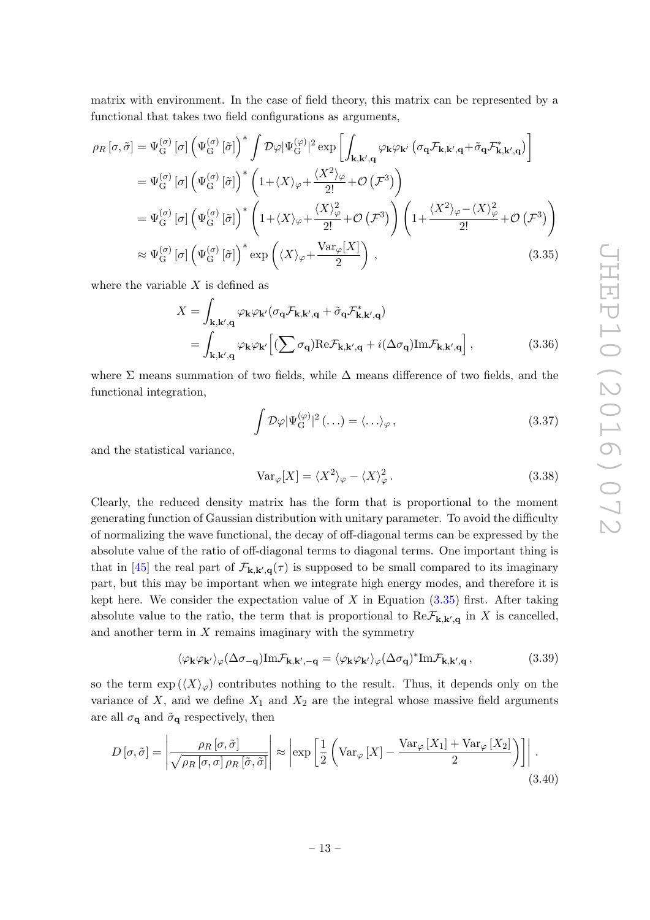matrix with environment. In the case of field theory, this matrix can be represented by a functional that takes two field configurations as arguments,

$$
\begin{aligned}
\rho_R[\sigma,\tilde{\sigma}] &= \Psi_{\mathrm{G}}^{(\sigma)}[\sigma]\left(\Psi_{\mathrm{G}}^{(\sigma)}[\tilde{\sigma}]\right)^*\int\mathcal{D}\varphi|\Psi_{\mathrm{G}}^{(\varphi)}|^2\exp\left[\int_{\mathbf{k},\mathbf{k}',\mathbf{q}}\varphi_{\mathbf{k}}\varphi_{\mathbf{k}'}\left(\sigma_{\mathbf{q}}\mathcal{F}_{\mathbf{k},\mathbf{k}',\mathbf{q}}+\tilde{\sigma}_{\mathbf{q}}\mathcal{F}^*_{\mathbf{k},\mathbf{k}',\mathbf{q}}\right)\right]\\
&= \Psi_{\mathrm{G}}^{(\sigma)}[\sigma]\left(\Psi_{\mathrm{G}}^{(\sigma)}[\tilde{\sigma}]\right)^*\left(1+\langle X\rangle_\varphi+\frac{\langle X^2\rangle_\varphi}{2!}+\mathcal{O}\left(\mathcal{F}^3\right)\right)\\
&= \Psi_{\mathrm{G}}^{(\sigma)}[\sigma]\left(\Psi_{\mathrm{G}}^{(\sigma)}[\tilde{\sigma}]\right)^*\left(1+\langle X\rangle_\varphi+\frac{\langle X\rangle_\varphi^2}{2!}+\mathcal{O}\left(\mathcal{F}^3\right)\right)\left(1+\frac{\langle X^2\rangle_\varphi-\langle X\rangle_\varphi^2}{2!}+\mathcal{O}\left(\mathcal{F}^3\right)\right)\\
&\approx \Psi_{\mathrm{G}}^{(\sigma)}[\sigma]\left(\Psi_{\mathrm{G}}^{(\sigma)}[\tilde{\sigma}]\right)^*\exp\left(\langle X\rangle_\varphi+\frac{\mathrm{Var}_\varphi[X]}{2}\right), \qquad (3.35)
\end{aligned}
$$

where the variable $X$ is defined as

$$
\begin{aligned}
X &= \int_{\mathbf{k},\mathbf{k}',\mathbf{q}}\varphi_{\mathbf{k}}\varphi_{\mathbf{k}'}(\sigma_{\mathbf{q}}\mathcal{F}_{\mathbf{k},\mathbf{k}',\mathbf{q}}+\tilde{\sigma}_{\mathbf{q}}\mathcal{F}^*_{\mathbf{k},\mathbf{k}',\mathbf{q}})\\
&= \int_{\mathbf{k},\mathbf{k}',\mathbf{q}}\varphi_{\mathbf{k}}\varphi_{\mathbf{k}'}\left[(\sum\sigma_{\mathbf{q}})\mathrm{Re}\mathcal{F}_{\mathbf{k},\mathbf{k}',\mathbf{q}}+i(\Delta\sigma_{\mathbf{q}})\mathrm{Im}\mathcal{F}_{\mathbf{k},\mathbf{k}',\mathbf{q}}\right], \qquad (3.36)
\end{aligned}
$$

where $\Sigma$ means summation of two fields, while $\Delta$ means difference of two fields, and the functional integration,

$$
\int\mathcal{D}\varphi|\Psi_{\mathrm{G}}^{(\varphi)}|^2(\ldots)=\langle\ldots\rangle_\varphi, \qquad (3.37)
$$

and the statistical variance,

$$
\mathrm{Var}_\varphi[X]=\langle X^2\rangle_\varphi-\langle X\rangle_\varphi^2. \qquad (3.38)
$$

Clearly, the reduced density matrix has the form that is proportional to the moment generating function of Gaussian distribution with unitary parameter. To avoid the difficulty of normalizing the wave functional, the decay of off-diagonal terms can be expressed by the absolute value of the ratio of off-diagonal terms to diagonal terms. One important thing is that in [45] the real part of $\mathcal{F}_{\mathbf{k},\mathbf{k}',\mathbf{q}}(\tau)$ is supposed to be small compared to its imaginary part, but this may be important when we integrate high energy modes, and therefore it is kept here. We consider the expectation value of $X$ in Equation (3.35) first. After taking absolute value to the ratio, the term that is proportional to $\mathrm{Re}\mathcal{F}_{\mathbf{k},\mathbf{k}',\mathbf{q}}$ in $X$ is cancelled, and another term in $X$ remains imaginary with the symmetry

$$
\langle\varphi_{\mathbf{k}}\varphi_{\mathbf{k}'}\rangle_\varphi(\Delta\sigma_{-\mathbf{q}})\mathrm{Im}\mathcal{F}_{\mathbf{k},\mathbf{k}',-\mathbf{q}}=\langle\varphi_{\mathbf{k}}\varphi_{\mathbf{k}'}\rangle_\varphi(\Delta\sigma_{\mathbf{q}})^*\mathrm{Im}\mathcal{F}_{\mathbf{k},\mathbf{k}',\mathbf{q}}, \qquad (3.39)
$$

so the term $\exp\left(\langle X\rangle_\varphi\right)$ contributes nothing to the result. Thus, it depends only on the variance of $X$, and we define $X_1$ and $X_2$ are the integral whose massive field arguments are all $\sigma_{\mathbf{q}}$ and $\tilde{\sigma}_{\mathbf{q}}$ respectively, then

$$
D[\sigma,\tilde{\sigma}]=\left|\frac{\rho_R[\sigma,\tilde{\sigma}]}{\sqrt{\rho_R[\sigma,\sigma]\,\rho_R[\tilde{\sigma},\tilde{\sigma}]}}\right|\approx\left|\exp\left[\frac{1}{2}\left(\mathrm{Var}_\varphi[X]-\frac{\mathrm{Var}_\varphi[X_1]+\mathrm{Var}_\varphi[X_2]}{2}\right)\right]\right|. \qquad (3.40)
$$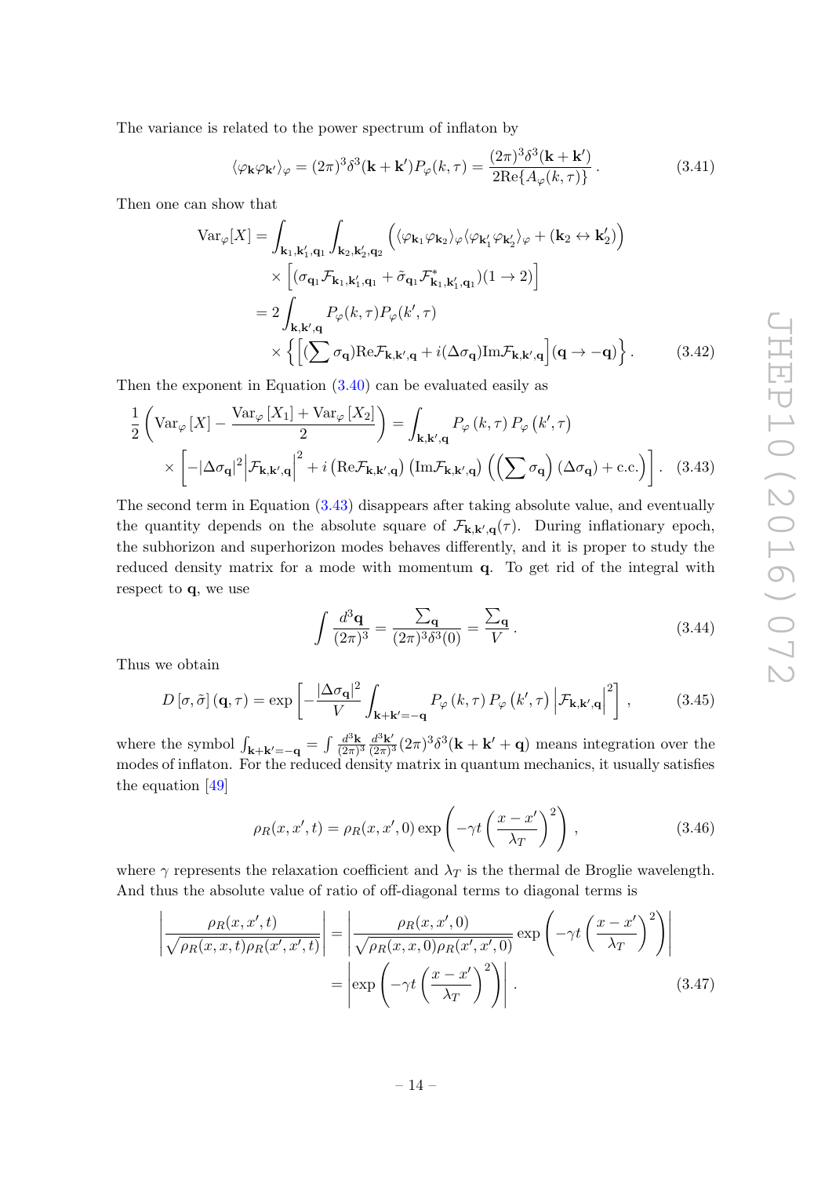The variance is related to the power spectrum of inflaton by

$$\langle \varphi_{\mathbf{k}} \varphi_{\mathbf{k}'} \rangle_\varphi = (2\pi)^3 \delta^3(\mathbf{k}+\mathbf{k}') P_\varphi(k,\tau) = \frac{(2\pi)^3 \delta^3(\mathbf{k}+\mathbf{k}')}{2\mathrm{Re}\{A_\varphi(k,\tau)\}} \,. \tag{3.41}$$

Then one can show that

$$\begin{aligned}
\mathrm{Var}_\varphi[X] &= \int_{\mathbf{k}_1,\mathbf{k}_1',\mathbf{q}_1} \int_{\mathbf{k}_2,\mathbf{k}_2',\mathbf{q}_2} \Big( \langle \varphi_{\mathbf{k}_1} \varphi_{\mathbf{k}_2} \rangle_\varphi \langle \varphi_{\mathbf{k}_1'} \varphi_{\mathbf{k}_2'} \rangle_\varphi + (\mathbf{k}_2 \leftrightarrow \mathbf{k}_2') \Big) \\
&\quad \times \Big[ (\sigma_{\mathbf{q}_1} \mathcal{F}_{\mathbf{k}_1,\mathbf{k}_1',\mathbf{q}_1} + \tilde{\sigma}_{\mathbf{q}_1} \mathcal{F}^*_{\mathbf{k}_1,\mathbf{k}_1',\mathbf{q}_1})(1 \to 2) \Big] \\
&= 2 \int_{\mathbf{k},\mathbf{k}',\mathbf{q}} P_\varphi(k,\tau) P_\varphi(k',\tau) \\
&\quad \times \Big\{ \Big[ (\sum \sigma_{\mathbf{q}}) \mathrm{Re}\mathcal{F}_{\mathbf{k},\mathbf{k}',\mathbf{q}} + i(\Delta\sigma_{\mathbf{q}}) \mathrm{Im}\mathcal{F}_{\mathbf{k},\mathbf{k}',\mathbf{q}} \Big] (\mathbf{q} \to -\mathbf{q}) \Big\} \,.
\end{aligned} \tag{3.42}$$

Then the exponent in Equation (3.40) can be evaluated easily as

$$\begin{aligned}
\frac{1}{2} \left( \mathrm{Var}_\varphi[X] - \frac{\mathrm{Var}_\varphi[X_1] + \mathrm{Var}_\varphi[X_2]}{2} \right) &= \int_{\mathbf{k},\mathbf{k}',\mathbf{q}} P_\varphi(k,\tau) P_\varphi(k',\tau) \\
\times \left[ -|\Delta\sigma_{\mathbf{q}}|^2 \left| \mathcal{F}_{\mathbf{k},\mathbf{k}',\mathbf{q}} \right|^2 + i \left( \mathrm{Re}\mathcal{F}_{\mathbf{k},\mathbf{k}',\mathbf{q}} \right) \left( \mathrm{Im}\mathcal{F}_{\mathbf{k},\mathbf{k}',\mathbf{q}} \right) \left( \left( \sum \sigma_{\mathbf{q}} \right) (\Delta\sigma_{\mathbf{q}}) + \mathrm{c.c.} \right) \right] &. 
\end{aligned} \tag{3.43}$$

The second term in Equation (3.43) disappears after taking absolute value, and eventually the quantity depends on the absolute square of $\mathcal{F}_{\mathbf{k},\mathbf{k}',\mathbf{q}}(\tau)$. During inflationary epoch, the subhorizon and superhorizon modes behaves differently, and it is proper to study the reduced density matrix for a mode with momentum $\mathbf{q}$. To get rid of the integral with respect to $\mathbf{q}$, we use

$$\int \frac{d^3\mathbf{q}}{(2\pi)^3} = \frac{\sum_{\mathbf{q}}}{(2\pi)^3 \delta^3(0)} = \frac{\sum_{\mathbf{q}}}{V} \,. \tag{3.44}$$

Thus we obtain

$$D[\sigma,\tilde{\sigma}](\mathbf{q},\tau) = \exp\left[ -\frac{|\Delta\sigma_{\mathbf{q}}|^2}{V} \int_{\mathbf{k}+\mathbf{k}'=-\mathbf{q}} P_\varphi(k,\tau) P_\varphi(k',\tau) \left| \mathcal{F}_{\mathbf{k},\mathbf{k}',\mathbf{q}} \right|^2 \right] , \tag{3.45}$$

where the symbol $\int_{\mathbf{k}+\mathbf{k}'=-\mathbf{q}} = \int \frac{d^3\mathbf{k}}{(2\pi)^3} \frac{d^3\mathbf{k}'}{(2\pi)^3} (2\pi)^3 \delta^3(\mathbf{k}+\mathbf{k}'+\mathbf{q})$ means integration over the modes of inflaton. For the reduced density matrix in quantum mechanics, it usually satisfies the equation [49]

$$\rho_R(x,x',t) = \rho_R(x,x',0) \exp\left( -\gamma t \left( \frac{x-x'}{\lambda_T} \right)^2 \right) , \tag{3.46}$$

where $\gamma$ represents the relaxation coefficient and $\lambda_T$ is the thermal de Broglie wavelength. And thus the absolute value of ratio of off-diagonal terms to diagonal terms is

$$\begin{aligned}
\left| \frac{\rho_R(x,x',t)}{\sqrt{\rho_R(x,x,t)\rho_R(x',x',t)}} \right| &= \left| \frac{\rho_R(x,x',0)}{\sqrt{\rho_R(x,x,0)\rho_R(x',x',0)}} \exp\left( -\gamma t \left( \frac{x-x'}{\lambda_T} \right)^2 \right) \right| \\
&= \left| \exp\left( -\gamma t \left( \frac{x-x'}{\lambda_T} \right)^2 \right) \right| .
\end{aligned} \tag{3.47}$$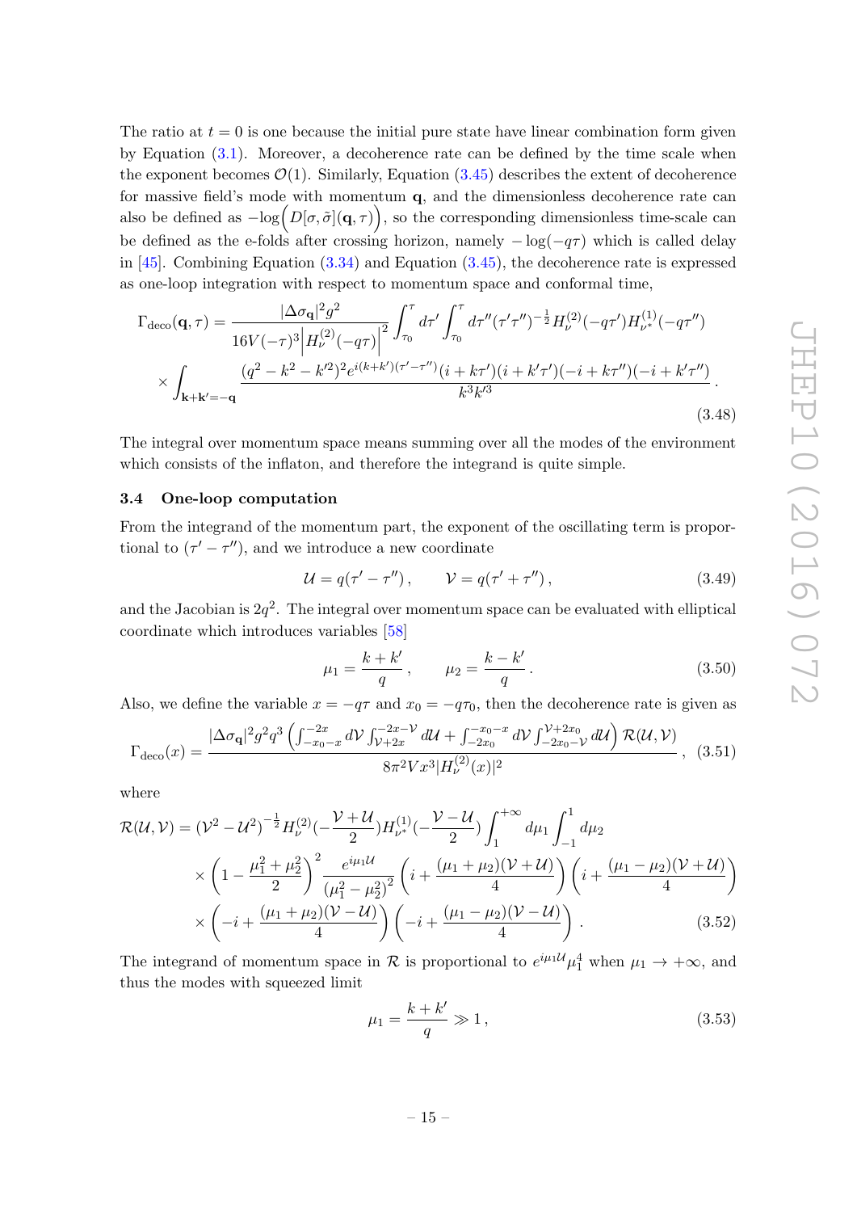The ratio at $t = 0$ is one because the initial pure state have linear combination form given by Equation (3.1). Moreover, a decoherence rate can be defined by the time scale when the exponent becomes $\mathcal{O}(1)$. Similarly, Equation (3.45) describes the extent of decoherence for massive field's mode with momentum $\mathbf{q}$, and the dimensionless decoherence rate can also be defined as $-\log\Big(D[\sigma, \tilde{\sigma}](\mathbf{q}, \tau)\Big)$, so the corresponding dimensionless time-scale can be defined as the e-folds after crossing horizon, namely $-\log(-q\tau)$ which is called delay in [45]. Combining Equation (3.34) and Equation (3.45), the decoherence rate is expressed as one-loop integration with respect to momentum space and conformal time,

$$
\begin{aligned}
\Gamma_{\text{deco}}(\mathbf{q}, \tau) = \; & \frac{|\Delta\sigma_{\mathbf{q}}|^2 g^2}{16V(-\tau)^3 \Big|H_\nu^{(2)}(-q\tau)\Big|^2} \int_{\tau_0}^{\tau} d\tau' \int_{\tau_0}^{\tau} d\tau'' (\tau'\tau'')^{-\frac{1}{2}} H_\nu^{(2)}(-q\tau') H_{\nu^*}^{(1)}(-q\tau'') \\
& \times \int_{\mathbf{k}+\mathbf{k}'=-\mathbf{q}} \frac{(q^2 - k^2 - k'^2)^2 e^{i(k+k')(\tau'-\tau'')}(i + k\tau')(i + k'\tau')(-i + k\tau'')(-i + k'\tau'')}{k^3 k'^3} \,.
\end{aligned} \tag{3.48}
$$

The integral over momentum space means summing over all the modes of the environment which consists of the inflaton, and therefore the integrand is quite simple.

### 3.4 One-loop computation

From the integrand of the momentum part, the exponent of the oscillating term is proportional to $(\tau' - \tau'')$, and we introduce a new coordinate

$$
\mathcal{U} = q(\tau' - \tau''), \qquad \mathcal{V} = q(\tau' + \tau''), \tag{3.49}
$$

and the Jacobian is $2q^2$. The integral over momentum space can be evaluated with elliptical coordinate which introduces variables [58]

$$
\mu_1 = \frac{k + k'}{q}, \qquad \mu_2 = \frac{k - k'}{q}. \tag{3.50}
$$

Also, we define the variable $x = -q\tau$ and $x_0 = -q\tau_0$, then the decoherence rate is given as

$$
\Gamma_{\text{deco}}(x) = \frac{|\Delta\sigma_{\mathbf{q}}|^2 g^2 q^3 \left(\int_{-x_0-x}^{-2x} d\mathcal{V} \int_{\mathcal{V}+2x}^{-2x-\mathcal{V}} d\mathcal{U} + \int_{-2x_0}^{-x_0-x} d\mathcal{V} \int_{-2x_0-\mathcal{V}}^{\mathcal{V}+2x_0} d\mathcal{U}\right) \mathcal{R}(\mathcal{U}, \mathcal{V})}{8\pi^2 V x^3 |H_\nu^{(2)}(x)|^2}, \tag{3.51}
$$

where

$$
\begin{aligned}
\mathcal{R}(\mathcal{U}, \mathcal{V}) = \; & (\mathcal{V}^2 - \mathcal{U}^2)^{-\frac{1}{2}} H_\nu^{(2)}(-\frac{\mathcal{V}+\mathcal{U}}{2}) H_{\nu^*}^{(1)}(-\frac{\mathcal{V}-\mathcal{U}}{2}) \int_1^{+\infty} d\mu_1 \int_{-1}^{1} d\mu_2 \\
& \times \left(1 - \frac{\mu_1^2 + \mu_2^2}{2}\right)^2 \frac{e^{i\mu_1\mathcal{U}}}{(\mu_1^2 - \mu_2^2)^2} \left(i + \frac{(\mu_1 + \mu_2)(\mathcal{V}+\mathcal{U})}{4}\right)\left(i + \frac{(\mu_1 - \mu_2)(\mathcal{V}+\mathcal{U})}{4}\right) \\
& \times \left(-i + \frac{(\mu_1 + \mu_2)(\mathcal{V}-\mathcal{U})}{4}\right)\left(-i + \frac{(\mu_1 - \mu_2)(\mathcal{V}-\mathcal{U})}{4}\right).
\end{aligned} \tag{3.52}
$$

The integrand of momentum space in $\mathcal{R}$ is proportional to $e^{i\mu_1\mathcal{U}}\mu_1^4$ when $\mu_1 \to +\infty$, and thus the modes with squeezed limit

$$
\mu_1 = \frac{k + k'}{q} \gg 1, \tag{3.53}
$$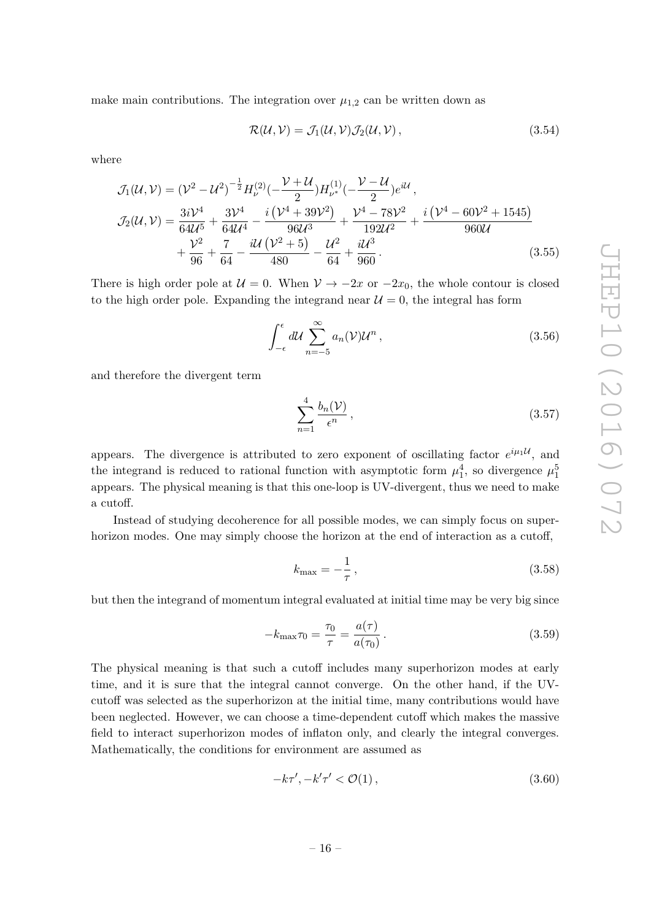make main contributions. The integration over $\mu_{1,2}$ can be written down as

$$\mathcal{R}(\mathcal{U},\mathcal{V}) = \mathcal{J}_1(\mathcal{U},\mathcal{V})\mathcal{J}_2(\mathcal{U},\mathcal{V}), \tag{3.54}$$

where

$$\begin{aligned}
\mathcal{J}_1(\mathcal{U},\mathcal{V}) &= (\mathcal{V}^2-\mathcal{U}^2)^{-\frac{1}{2}} H_\nu^{(2)}(-\frac{\mathcal{V}+\mathcal{U}}{2}) H_{\nu^*}^{(1)}(-\frac{\mathcal{V}-\mathcal{U}}{2}) e^{i\mathcal{U}}, \\
\mathcal{J}_2(\mathcal{U},\mathcal{V}) &= \frac{3i\mathcal{V}^4}{64\mathcal{U}^5} + \frac{3\mathcal{V}^4}{64\mathcal{U}^4} - \frac{i\left(\mathcal{V}^4+39\mathcal{V}^2\right)}{96\mathcal{U}^3} + \frac{\mathcal{V}^4-78\mathcal{V}^2}{192\mathcal{U}^2} + \frac{i\left(\mathcal{V}^4-60\mathcal{V}^2+1545\right)}{960\mathcal{U}} \\
&\quad + \frac{\mathcal{V}^2}{96} + \frac{7}{64} - \frac{i\mathcal{U}\left(\mathcal{V}^2+5\right)}{480} - \frac{\mathcal{U}^2}{64} + \frac{i\mathcal{U}^3}{960}.
\end{aligned} \tag{3.55}$$

There is high order pole at $\mathcal{U}=0$. When $\mathcal{V}\to -2x$ or $-2x_0$, the whole contour is closed to the high order pole. Expanding the integrand near $\mathcal{U}=0$, the integral has form

$$\int_{-\epsilon}^{\epsilon} d\mathcal{U} \sum_{n=-5}^{\infty} a_n(\mathcal{V})\mathcal{U}^n, \tag{3.56}$$

and therefore the divergent term

$$\sum_{n=1}^{4} \frac{b_n(\mathcal{V})}{\epsilon^n}, \tag{3.57}$$

appears. The divergence is attributed to zero exponent of oscillating factor $e^{i\mu_1\mathcal{U}}$, and the integrand is reduced to rational function with asymptotic form $\mu_1^4$, so divergence $\mu_1^5$ appears. The physical meaning is that this one-loop is UV-divergent, thus we need to make a cutoff.

Instead of studying decoherence for all possible modes, we can simply focus on superhorizon modes. One may simply choose the horizon at the end of interaction as a cutoff,

$$k_{\max} = -\frac{1}{\tau}, \tag{3.58}$$

but then the integrand of momentum integral evaluated at initial time may be very big since

$$-k_{\max}\tau_0 = \frac{\tau_0}{\tau} = \frac{a(\tau)}{a(\tau_0)}. \tag{3.59}$$

The physical meaning is that such a cutoff includes many superhorizon modes at early time, and it is sure that the integral cannot converge. On the other hand, if the UV-cutoff was selected as the superhorizon at the initial time, many contributions would have been neglected. However, we can choose a time-dependent cutoff which makes the massive field to interact superhorizon modes of inflaton only, and clearly the integral converges. Mathematically, the conditions for environment are assumed as

$$-k\tau', -k'\tau' < \mathcal{O}(1), \tag{3.60}$$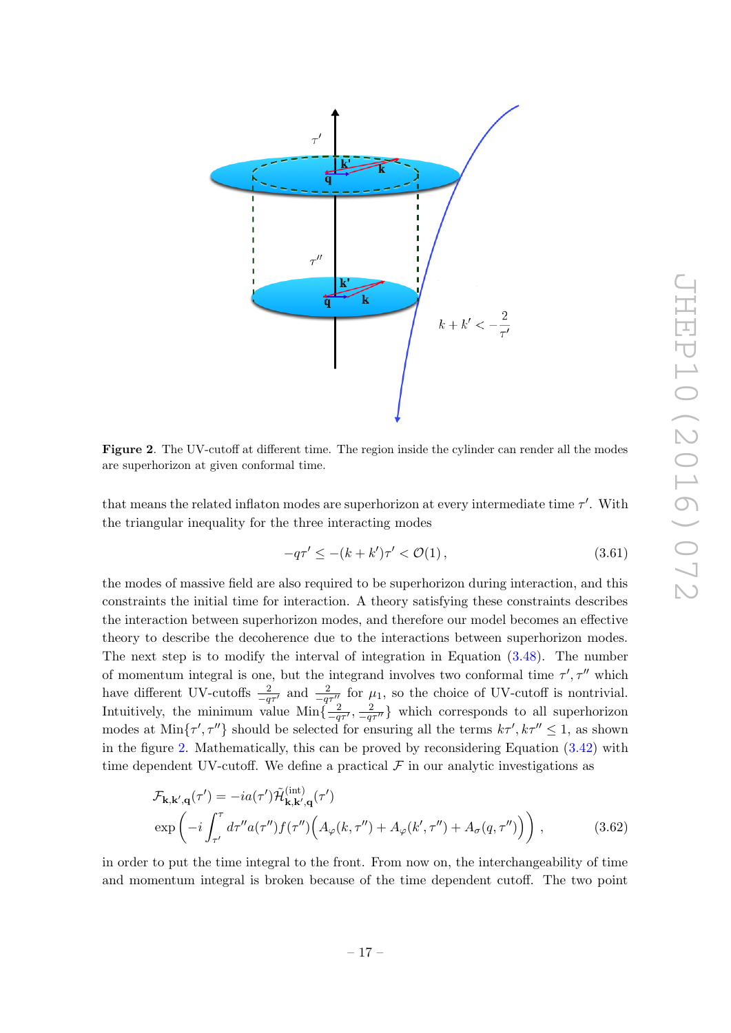**Figure 2**. The UV-cutoff at different time. The region inside the cylinder can render all the modes are superhorizon at given conformal time.

that means the related inflaton modes are superhorizon at every intermediate time $\tau'$. With the triangular inequality for the three interacting modes

$$-q\tau' \leq -(k+k')\tau' < \mathcal{O}(1)\,, \tag{3.61}$$

the modes of massive field are also required to be superhorizon during interaction, and this constraints the initial time for interaction. A theory satisfying these constraints describes the interaction between superhorizon modes, and therefore our model becomes an effective theory to describe the decoherence due to the interactions between superhorizon modes. The next step is to modify the interval of integration in Equation (3.48). The number of momentum integral is one, but the integrand involves two conformal time $\tau', \tau''$ which have different UV-cutoffs $\frac{2}{-q\tau'}$ and $\frac{2}{-q\tau''}$ for $\mu_1$, so the choice of UV-cutoff is nontrivial. Intuitively, the minimum value $\mathrm{Min}\{\frac{2}{-q\tau'}, \frac{2}{-q\tau''}\}$ which corresponds to all superhorizon modes at $\mathrm{Min}\{\tau', \tau''\}$ should be selected for ensuring all the terms $k\tau', k\tau'' \leq 1$, as shown in the figure 2. Mathematically, this can be proved by reconsidering Equation (3.42) with time dependent UV-cutoff. We define a practical $\mathcal{F}$ in our analytic investigations as

$$\mathcal{F}_{\mathbf{k},\mathbf{k}',\mathbf{q}}(\tau') = -ia(\tau')\tilde{\mathcal{H}}^{(\mathrm{int})}_{\mathbf{k},\mathbf{k}',\mathbf{q}}(\tau')$$
$$\exp\left(-i\int_{\tau'}^{\tau} d\tau'' a(\tau'')f(\tau'')\Big(A_{\varphi}(k,\tau'') + A_{\varphi}(k',\tau'') + A_{\sigma}(q,\tau'')\Big)\right)\,, \tag{3.62}$$

in order to put the time integral to the front. From now on, the interchangeability of time and momentum integral is broken because of the time dependent cutoff. The two point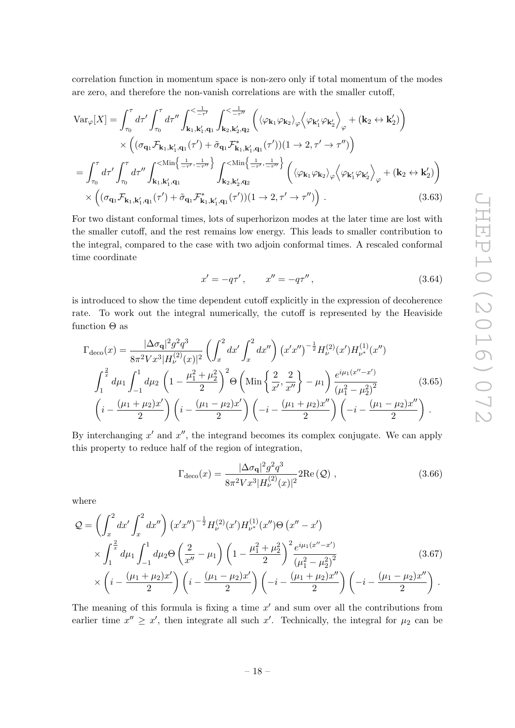correlation function in momentum space is non-zero only if total momentum of the modes are zero, and therefore the non-vanish correlations are with the smaller cutoff,

$$
\begin{aligned}
\mathrm{Var}_\varphi[X] &= \int_{\tau_0}^{\tau} d\tau' \int_{\tau_0}^{\tau} d\tau'' \int_{\mathbf{k}_1,\mathbf{k}_1',\mathbf{q}_1}^{<\frac{1}{-\tau'}} \int_{\mathbf{k}_2,\mathbf{k}_2',\mathbf{q}_2}^{<\frac{1}{-\tau''}} \left( \left\langle \varphi_{\mathbf{k}_1}\varphi_{\mathbf{k}_2}\right\rangle_\varphi \left\langle \varphi_{\mathbf{k}_1'}\varphi_{\mathbf{k}_2'}\right\rangle_\varphi + (\mathbf{k}_2 \leftrightarrow \mathbf{k}_2') \right) \\
&\quad \times \left( (\sigma_{\mathbf{q}_1}\mathcal{F}_{\mathbf{k}_1,\mathbf{k}_1',\mathbf{q}_1}(\tau') + \tilde{\sigma}_{\mathbf{q}_1}\mathcal{F}^*_{\mathbf{k}_1,\mathbf{k}_1',\mathbf{q}_1}(\tau'))(1\to 2, \tau'\to\tau'') \right) \\
&= \int_{\tau_0}^{\tau} d\tau' \int_{\tau_0}^{\tau} d\tau'' \int_{\mathbf{k}_1,\mathbf{k}_1',\mathbf{q}_1}^{<\mathrm{Min}\left\{\frac{1}{-\tau'},\frac{1}{-\tau''}\right\}} \int_{\mathbf{k}_2,\mathbf{k}_2',\mathbf{q}_2}^{<\mathrm{Min}\left\{\frac{1}{-\tau'},\frac{1}{-\tau''}\right\}} \left( \left\langle \varphi_{\mathbf{k}_1}\varphi_{\mathbf{k}_2}\right\rangle_\varphi \left\langle \varphi_{\mathbf{k}_1'}\varphi_{\mathbf{k}_2'}\right\rangle_\varphi + (\mathbf{k}_2 \leftrightarrow \mathbf{k}_2') \right) \\
&\quad \times \left( (\sigma_{\mathbf{q}_1}\mathcal{F}_{\mathbf{k}_1,\mathbf{k}_1',\mathbf{q}_1}(\tau') + \tilde{\sigma}_{\mathbf{q}_1}\mathcal{F}^*_{\mathbf{k}_1,\mathbf{k}_1',\mathbf{q}_1}(\tau'))(1\to 2, \tau'\to\tau'') \right) . 
\end{aligned} \tag{3.63}
$$

For two distant conformal times, lots of superhorizon modes at the later time are lost with the smaller cutoff, and the rest remains low energy. This leads to smaller contribution to the integral, compared to the case with two adjoin conformal times. A rescaled conformal time coordinate

$$
x' = -q\tau' , \qquad x'' = -q\tau'' , \tag{3.64}
$$

is introduced to show the time dependent cutoff explicitly in the expression of decoherence rate. To work out the integral numerically, the cutoff is represented by the Heaviside function $\Theta$ as

$$
\begin{aligned}
\Gamma_{\mathrm{deco}}(x) &= \frac{|\Delta\sigma_{\mathbf{q}}|^2 g^2 q^3}{8\pi^2 V x^3 |H_\nu^{(2)}(x)|^2} \left( \int_x^2 dx' \int_x^2 dx'' \right) \left(x'x''\right)^{-\frac{1}{2}} H_\nu^{(2)}(x') H_{\nu^*}^{(1)}(x'') \\
&\int_1^{\frac{2}{x}} d\mu_1 \int_{-1}^{1} d\mu_2 \left(1 - \frac{\mu_1^2+\mu_2^2}{2}\right)^2 \Theta\left(\mathrm{Min}\left\{\frac{2}{x'},\frac{2}{x''}\right\} - \mu_1\right) \frac{e^{i\mu_1(x''-x')}}{\left(\mu_1^2-\mu_2^2\right)^2} \\
&\left(i - \frac{(\mu_1+\mu_2)x'}{2}\right)\left(i - \frac{(\mu_1-\mu_2)x'}{2}\right)\left(-i - \frac{(\mu_1+\mu_2)x''}{2}\right)\left(-i - \frac{(\mu_1-\mu_2)x''}{2}\right) .
\end{aligned} \tag{3.65}
$$

By interchanging $x'$ and $x''$, the integrand becomes its complex conjugate. We can apply this property to reduce half of the region of integration,

$$
\Gamma_{\mathrm{deco}}(x) = \frac{|\Delta\sigma_{\mathbf{q}}|^2 g^2 q^3}{8\pi^2 V x^3 |H_\nu^{(2)}(x)|^2} 2\mathrm{Re}\left(\mathcal{Q}\right) , \tag{3.66}
$$

where

$$
\begin{aligned}
\mathcal{Q} &= \left( \int_x^2 dx' \int_x^2 dx'' \right) \left(x'x''\right)^{-\frac{1}{2}} H_\nu^{(2)}(x') H_{\nu^*}^{(1)}(x'') \Theta\left(x''-x'\right) \\
&\quad \times \int_1^{\frac{2}{x}} d\mu_1 \int_{-1}^{1} d\mu_2 \Theta\left(\frac{2}{x''} - \mu_1\right) \left(1 - \frac{\mu_1^2+\mu_2^2}{2}\right)^2 \frac{e^{i\mu_1(x''-x')}}{\left(\mu_1^2-\mu_2^2\right)^2} \\
&\quad \times \left(i - \frac{(\mu_1+\mu_2)x'}{2}\right)\left(i - \frac{(\mu_1-\mu_2)x'}{2}\right)\left(-i - \frac{(\mu_1+\mu_2)x''}{2}\right)\left(-i - \frac{(\mu_1-\mu_2)x''}{2}\right) .
\end{aligned} \tag{3.67}
$$

The meaning of this formula is fixing a time $x'$ and sum over all the contributions from earlier time $x'' \geq x'$, then integrate all such $x'$. Technically, the integral for $\mu_2$ can be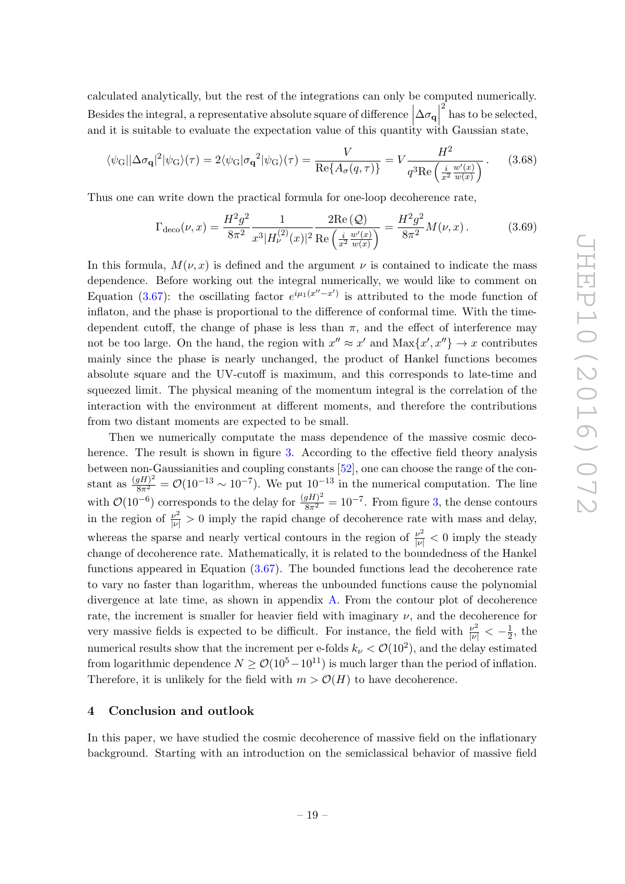calculated analytically, but the rest of the integrations can only be computed numerically. Besides the integral, a representative absolute square of difference $\left|\Delta\sigma_{\mathbf{q}}\right|^2$ has to be selected, and it is suitable to evaluate the expectation value of this quantity with Gaussian state,

$$\langle\psi_{\rm G}||\Delta\sigma_{\mathbf{q}}|^2|\psi_{\rm G}\rangle(\tau) = 2\langle\psi_{\rm G}|\sigma_{\mathbf{q}}{}^2|\psi_{\rm G}\rangle(\tau) = \frac{V}{\mathrm{Re}\{A_\sigma(q,\tau)\}} = V\frac{H^2}{q^3\mathrm{Re}\left(\frac{i}{x^2}\frac{w'(x)}{w(x)}\right)}. \tag{3.68}$$

Thus one can write down the practical formula for one-loop decoherence rate,

$$\Gamma_{\rm deco}(\nu,x) = \frac{H^2g^2}{8\pi^2}\frac{1}{x^3|H_\nu^{(2)}(x)|^2}\frac{2\mathrm{Re}\left(\mathcal{Q}\right)}{\mathrm{Re}\left(\frac{i}{x^2}\frac{w'(x)}{w(x)}\right)} = \frac{H^2g^2}{8\pi^2}M(\nu,x)\,. \tag{3.69}$$

In this formula, $M(\nu,x)$ is defined and the argument $\nu$ is contained to indicate the mass dependence. Before working out the integral numerically, we would like to comment on Equation (3.67): the oscillating factor $e^{i\mu_1(x''-x')}$ is attributed to the mode function of inflaton, and the phase is proportional to the difference of conformal time. With the time-dependent cutoff, the change of phase is less than $\pi$, and the effect of interference may not be too large. On the hand, the region with $x''\approx x'$ and $\mathrm{Max}\{x',x''\}\to x$ contributes mainly since the phase is nearly unchanged, the product of Hankel functions becomes absolute square and the UV-cutoff is maximum, and this corresponds to late-time and squeezed limit. The physical meaning of the momentum integral is the correlation of the interaction with the environment at different moments, and therefore the contributions from two distant moments are expected to be small.

Then we numerically compute the mass dependence of the massive cosmic decoherence. The result is shown in figure 3. According to the effective field theory analysis between non-Gaussianities and coupling constants [52], one can choose the range of the constant as $\frac{(gH)^2}{8\pi^2} = \mathcal{O}(10^{-13}\sim 10^{-7})$. We put $10^{-13}$ in the numerical computation. The line with $\mathcal{O}(10^{-6})$ corresponds to the delay for $\frac{(gH)^2}{8\pi^2}=10^{-7}$. From figure 3, the dense contours in the region of $\frac{\nu^2}{|\nu|}>0$ imply the rapid change of decoherence rate with mass and delay, whereas the sparse and nearly vertical contours in the region of $\frac{\nu^2}{|\nu|}<0$ imply the steady change of decoherence rate. Mathematically, it is related to the boundedness of the Hankel functions appeared in Equation (3.67). The bounded functions lead the decoherence rate to vary no faster than logarithm, whereas the unbounded functions cause the polynomial divergence at late time, as shown in appendix A. From the contour plot of decoherence rate, the increment is smaller for heavier field with imaginary $\nu$, and the decoherence for very massive fields is expected to be difficult. For instance, the field with $\frac{\nu^2}{|\nu|}<-\frac{1}{2}$, the numerical results show that the increment per e-folds $k_\nu<\mathcal{O}(10^2)$, and the delay estimated from logarithmic dependence $N\geq\mathcal{O}(10^5-10^{11})$ is much larger than the period of inflation. Therefore, it is unlikely for the field with $m>\mathcal{O}(H)$ to have decoherence.

## 4 Conclusion and outlook

In this paper, we have studied the cosmic decoherence of massive field on the inflationary background. Starting with an introduction on the semiclassical behavior of massive field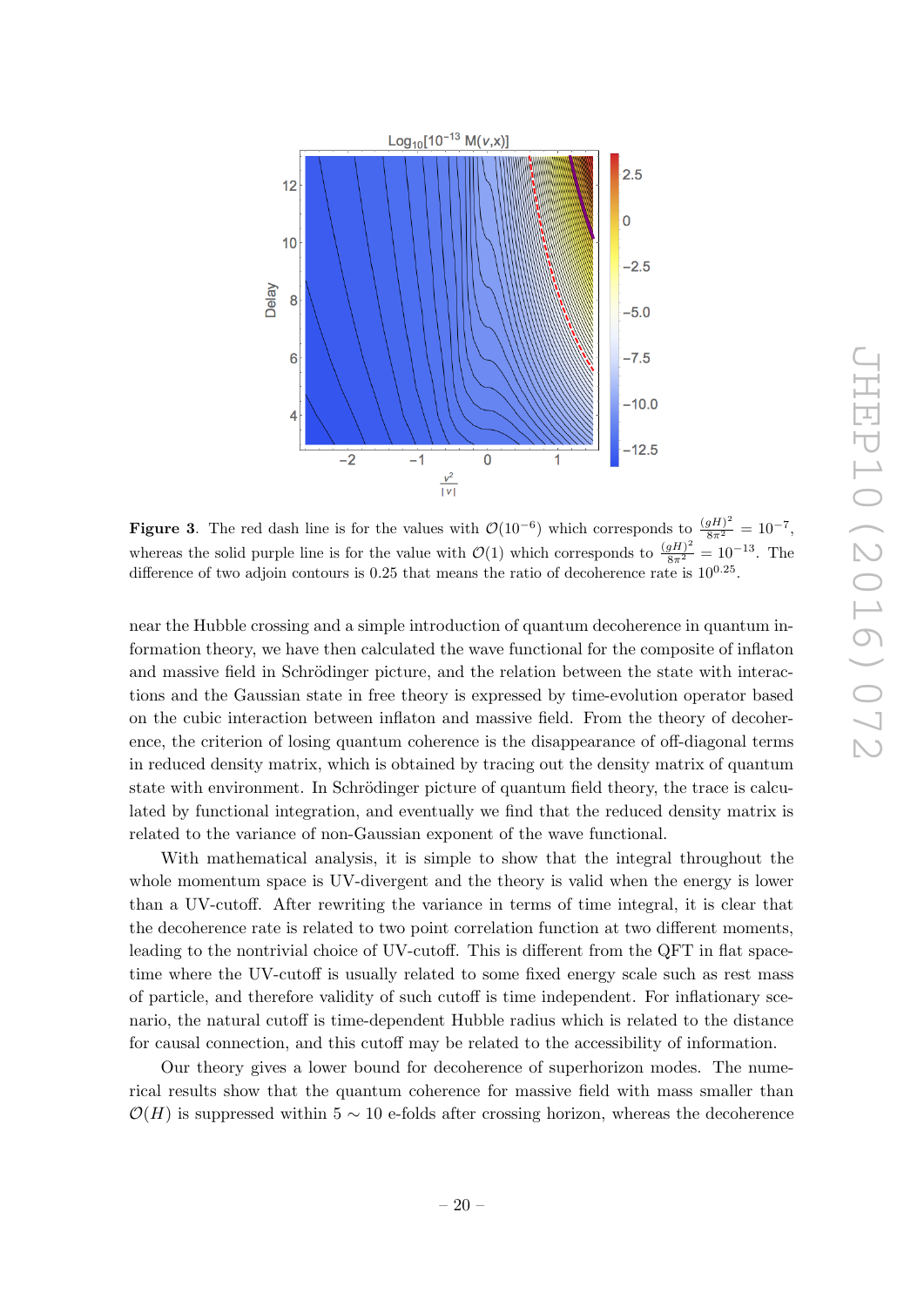**Figure 3**. The red dash line is for the values with $\mathcal{O}(10^{-6})$ which corresponds to $\frac{(gH)^2}{8\pi^2} = 10^{-7}$, whereas the solid purple line is for the value with $\mathcal{O}(1)$ which corresponds to $\frac{(gH)^2}{8\pi^2} = 10^{-13}$. The difference of two adjoin contours is 0.25 that means the ratio of decoherence rate is $10^{0.25}$.

near the Hubble crossing and a simple introduction of quantum decoherence in quantum information theory, we have then calculated the wave functional for the composite of inflaton and massive field in Schrödinger picture, and the relation between the state with interactions and the Gaussian state in free theory is expressed by time-evolution operator based on the cubic interaction between inflaton and massive field. From the theory of decoherence, the criterion of losing quantum coherence is the disappearance of off-diagonal terms in reduced density matrix, which is obtained by tracing out the density matrix of quantum state with environment. In Schrödinger picture of quantum field theory, the trace is calculated by functional integration, and eventually we find that the reduced density matrix is related to the variance of non-Gaussian exponent of the wave functional.

With mathematical analysis, it is simple to show that the integral throughout the whole momentum space is UV-divergent and the theory is valid when the energy is lower than a UV-cutoff. After rewriting the variance in terms of time integral, it is clear that the decoherence rate is related to two point correlation function at two different moments, leading to the nontrivial choice of UV-cutoff. This is different from the QFT in flat spacetime where the UV-cutoff is usually related to some fixed energy scale such as rest mass of particle, and therefore validity of such cutoff is time independent. For inflationary scenario, the natural cutoff is time-dependent Hubble radius which is related to the distance for causal connection, and this cutoff may be related to the accessibility of information.

Our theory gives a lower bound for decoherence of superhorizon modes. The numerical results show that the quantum coherence for massive field with mass smaller than $\mathcal{O}(H)$ is suppressed within $5 \sim 10$ e-folds after crossing horizon, whereas the decoherence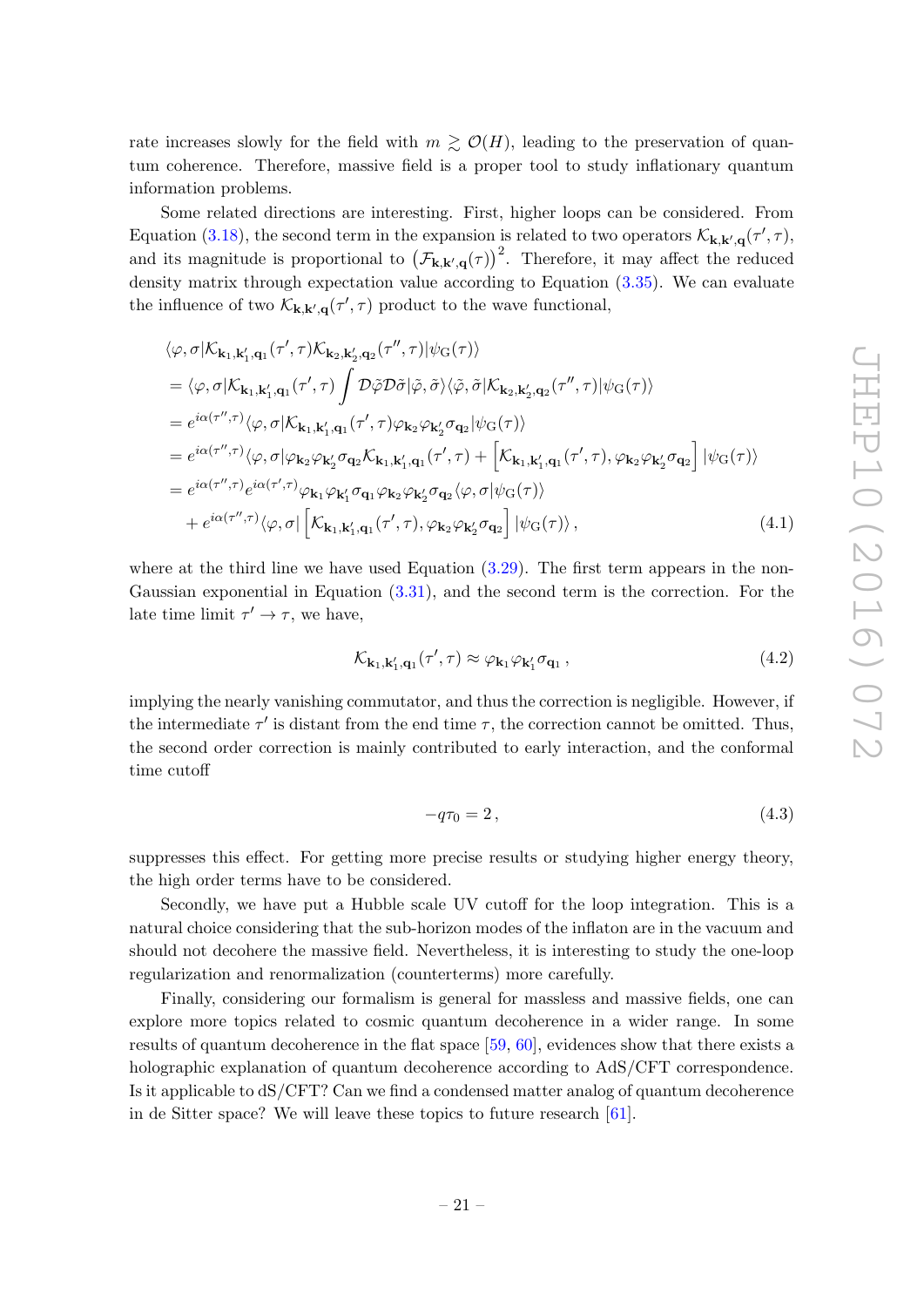rate increases slowly for the field with $m \gtrsim \mathcal{O}(H)$, leading to the preservation of quantum coherence. Therefore, massive field is a proper tool to study inflationary quantum information problems.

Some related directions are interesting. First, higher loops can be considered. From Equation (3.18), the second term in the expansion is related to two operators $\mathcal{K}_{\mathbf{k},\mathbf{k}',\mathbf{q}}(\tau',\tau)$, and its magnitude is proportional to $\left(\mathcal{F}_{\mathbf{k},\mathbf{k}',\mathbf{q}}(\tau)\right)^2$. Therefore, it may affect the reduced density matrix through expectation value according to Equation (3.35). We can evaluate the influence of two $\mathcal{K}_{\mathbf{k},\mathbf{k}',\mathbf{q}}(\tau',\tau)$ product to the wave functional,

$$
\begin{aligned}
&\langle\varphi,\sigma|\mathcal{K}_{\mathbf{k}_1,\mathbf{k}_1',\mathbf{q}_1}(\tau',\tau)\mathcal{K}_{\mathbf{k}_2,\mathbf{k}_2',\mathbf{q}_2}(\tau'',\tau)|\psi_{\mathrm{G}}(\tau)\rangle \\
&= \langle\varphi,\sigma|\mathcal{K}_{\mathbf{k}_1,\mathbf{k}_1',\mathbf{q}_1}(\tau',\tau)\int \mathcal{D}\tilde{\varphi}\mathcal{D}\tilde{\sigma}|\tilde{\varphi},\tilde{\sigma}\rangle\langle\tilde{\varphi},\tilde{\sigma}|\mathcal{K}_{\mathbf{k}_2,\mathbf{k}_2',\mathbf{q}_2}(\tau'',\tau)|\psi_{\mathrm{G}}(\tau)\rangle \\
&= e^{i\alpha(\tau'',\tau)}\langle\varphi,\sigma|\mathcal{K}_{\mathbf{k}_1,\mathbf{k}_1',\mathbf{q}_1}(\tau',\tau)\varphi_{\mathbf{k}_2}\varphi_{\mathbf{k}_2'}\sigma_{\mathbf{q}_2}|\psi_{\mathrm{G}}(\tau)\rangle \\
&= e^{i\alpha(\tau'',\tau)}\langle\varphi,\sigma|\varphi_{\mathbf{k}_2}\varphi_{\mathbf{k}_2'}\sigma_{\mathbf{q}_2}\mathcal{K}_{\mathbf{k}_1,\mathbf{k}_1',\mathbf{q}_1}(\tau',\tau)+\left[\mathcal{K}_{\mathbf{k}_1,\mathbf{k}_1',\mathbf{q}_1}(\tau',\tau),\varphi_{\mathbf{k}_2}\varphi_{\mathbf{k}_2'}\sigma_{\mathbf{q}_2}\right]|\psi_{\mathrm{G}}(\tau)\rangle \\
&= e^{i\alpha(\tau'',\tau)}e^{i\alpha(\tau',\tau)}\varphi_{\mathbf{k}_1}\varphi_{\mathbf{k}_1'}\sigma_{\mathbf{q}_1}\varphi_{\mathbf{k}_2}\varphi_{\mathbf{k}_2'}\sigma_{\mathbf{q}_2}\langle\varphi,\sigma|\psi_{\mathrm{G}}(\tau)\rangle \\
&\quad + e^{i\alpha(\tau'',\tau)}\langle\varphi,\sigma|\left[\mathcal{K}_{\mathbf{k}_1,\mathbf{k}_1',\mathbf{q}_1}(\tau',\tau),\varphi_{\mathbf{k}_2}\varphi_{\mathbf{k}_2'}\sigma_{\mathbf{q}_2}\right]|\psi_{\mathrm{G}}(\tau)\rangle\,, 
\end{aligned}
\tag{4.1}
$$

where at the third line we have used Equation (3.29). The first term appears in the non-Gaussian exponential in Equation (3.31), and the second term is the correction. For the late time limit $\tau'\to\tau$, we have,

$$
\mathcal{K}_{\mathbf{k}_1,\mathbf{k}_1',\mathbf{q}_1}(\tau',\tau)\approx\varphi_{\mathbf{k}_1}\varphi_{\mathbf{k}_1'}\sigma_{\mathbf{q}_1}\,, \tag{4.2}
$$

implying the nearly vanishing commutator, and thus the correction is negligible. However, if the intermediate $\tau'$ is distant from the end time $\tau$, the correction cannot be omitted. Thus, the second order correction is mainly contributed to early interaction, and the conformal time cutoff

$$
-q\tau_0 = 2\,, \tag{4.3}
$$

suppresses this effect. For getting more precise results or studying higher energy theory, the high order terms have to be considered.

Secondly, we have put a Hubble scale UV cutoff for the loop integration. This is a natural choice considering that the sub-horizon modes of the inflaton are in the vacuum and should not decohere the massive field. Nevertheless, it is interesting to study the one-loop regularization and renormalization (counterterms) more carefully.

Finally, considering our formalism is general for massless and massive fields, one can explore more topics related to cosmic quantum decoherence in a wider range. In some results of quantum decoherence in the flat space [59, 60], evidences show that there exists a holographic explanation of quantum decoherence according to AdS/CFT correspondence. Is it applicable to dS/CFT? Can we find a condensed matter analog of quantum decoherence in de Sitter space? We will leave these topics to future research [61].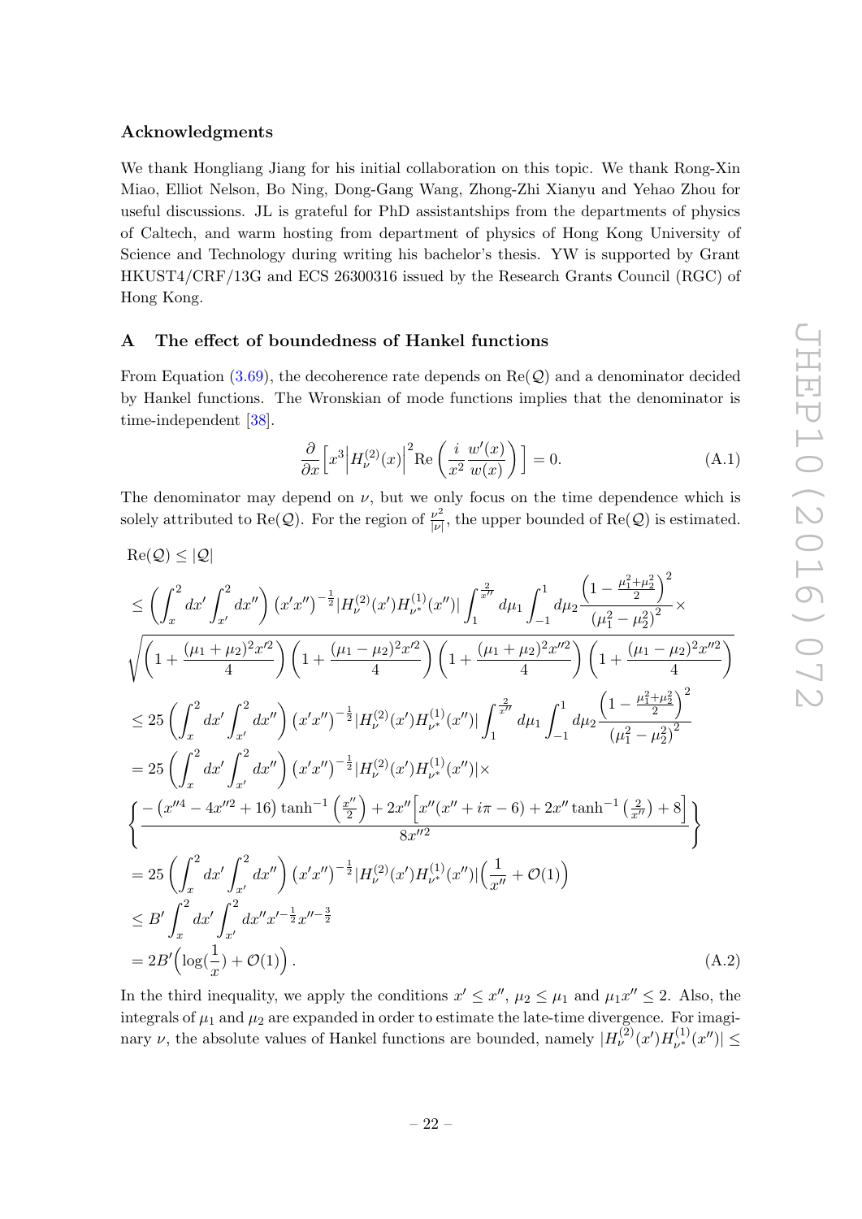### Acknowledgments

We thank Hongliang Jiang for his initial collaboration on this topic. We thank Rong-Xin Miao, Elliot Nelson, Bo Ning, Dong-Gang Wang, Zhong-Zhi Xianyu and Yehao Zhou for useful discussions. JL is grateful for PhD assistantships from the departments of physics of Caltech, and warm hosting from department of physics of Hong Kong University of Science and Technology during writing his bachelor's thesis. YW is supported by Grant HKUST4/CRF/13G and ECS 26300316 issued by the Research Grants Council (RGC) of Hong Kong.

## A The effect of boundedness of Hankel functions

From Equation (3.69), the decoherence rate depends on $\mathrm{Re}(\mathcal{Q})$ and a denominator decided by Hankel functions. The Wronskian of mode functions implies that the denominator is time-independent [38].

$$\frac{\partial}{\partial x}\Big[x^3\Big|H_\nu^{(2)}(x)\Big|^2\mathrm{Re}\left(\frac{i}{x^2}\frac{w'(x)}{w(x)}\right)\Big]=0. \tag{A.1}$$

The denominator may depend on $\nu$, but we only focus on the time dependence which is solely attributed to $\mathrm{Re}(\mathcal{Q})$. For the region of $\frac{\nu^2}{|\nu|}$, the upper bounded of $\mathrm{Re}(\mathcal{Q})$ is estimated.

$$\begin{aligned}
&\mathrm{Re}(\mathcal{Q})\leq|\mathcal{Q}|\\
&\leq\left(\int_x^2dx'\int_{x'}^2dx''\right)\left(x'x''\right)^{-\frac{1}{2}}|H_\nu^{(2)}(x')H_{\nu^*}^{(1)}(x'')|\int_1^{\frac{2}{x''}}d\mu_1\int_{-1}^1d\mu_2\frac{\left(1-\frac{\mu_1^2+\mu_2^2}{2}\right)^2}{\left(\mu_1^2-\mu_2^2\right)^2}\times\\
&\sqrt{\left(1+\frac{(\mu_1+\mu_2)^2x'^2}{4}\right)\left(1+\frac{(\mu_1-\mu_2)^2x'^2}{4}\right)\left(1+\frac{(\mu_1+\mu_2)^2x''^2}{4}\right)\left(1+\frac{(\mu_1-\mu_2)^2x''^2}{4}\right)}\\
&\leq25\left(\int_x^2dx'\int_{x'}^2dx''\right)\left(x'x''\right)^{-\frac{1}{2}}|H_\nu^{(2)}(x')H_{\nu^*}^{(1)}(x'')|\int_1^{\frac{2}{x''}}d\mu_1\int_{-1}^1d\mu_2\frac{\left(1-\frac{\mu_1^2+\mu_2^2}{2}\right)^2}{\left(\mu_1^2-\mu_2^2\right)^2}\\
&=25\left(\int_x^2dx'\int_{x'}^2dx''\right)\left(x'x''\right)^{-\frac{1}{2}}|H_\nu^{(2)}(x')H_{\nu^*}^{(1)}(x'')|\times\\
&\left\{\frac{-\left(x''^4-4x''^2+16\right)\tanh^{-1}\left(\frac{x''}{2}\right)+2x''\Big[x''(x''+i\pi-6)+2x''\tanh^{-1}\left(\frac{2}{x''}\right)+8\Big]}{8x''^2}\right\}\\
&=25\left(\int_x^2dx'\int_{x'}^2dx''\right)\left(x'x''\right)^{-\frac{1}{2}}|H_\nu^{(2)}(x')H_{\nu^*}^{(1)}(x'')|\Big(\frac{1}{x''}+\mathcal{O}(1)\Big)\\
&\leq B'\int_x^2dx'\int_{x'}^2dx''x'^{-\frac{1}{2}}x''^{-\frac{3}{2}}\\
&=2B'\Big(\log(\frac{1}{x})+\mathcal{O}(1)\Big)\,.
\end{aligned} \tag{A.2}$$

In the third inequality, we apply the conditions $x'\leq x''$, $\mu_2\leq\mu_1$ and $\mu_1x''\leq2$. Also, the integrals of $\mu_1$ and $\mu_2$ are expanded in order to estimate the late-time divergence. For imaginary $\nu$, the absolute values of Hankel functions are bounded, namely $|H_\nu^{(2)}(x')H_{\nu^*}^{(1)}(x'')|\leq$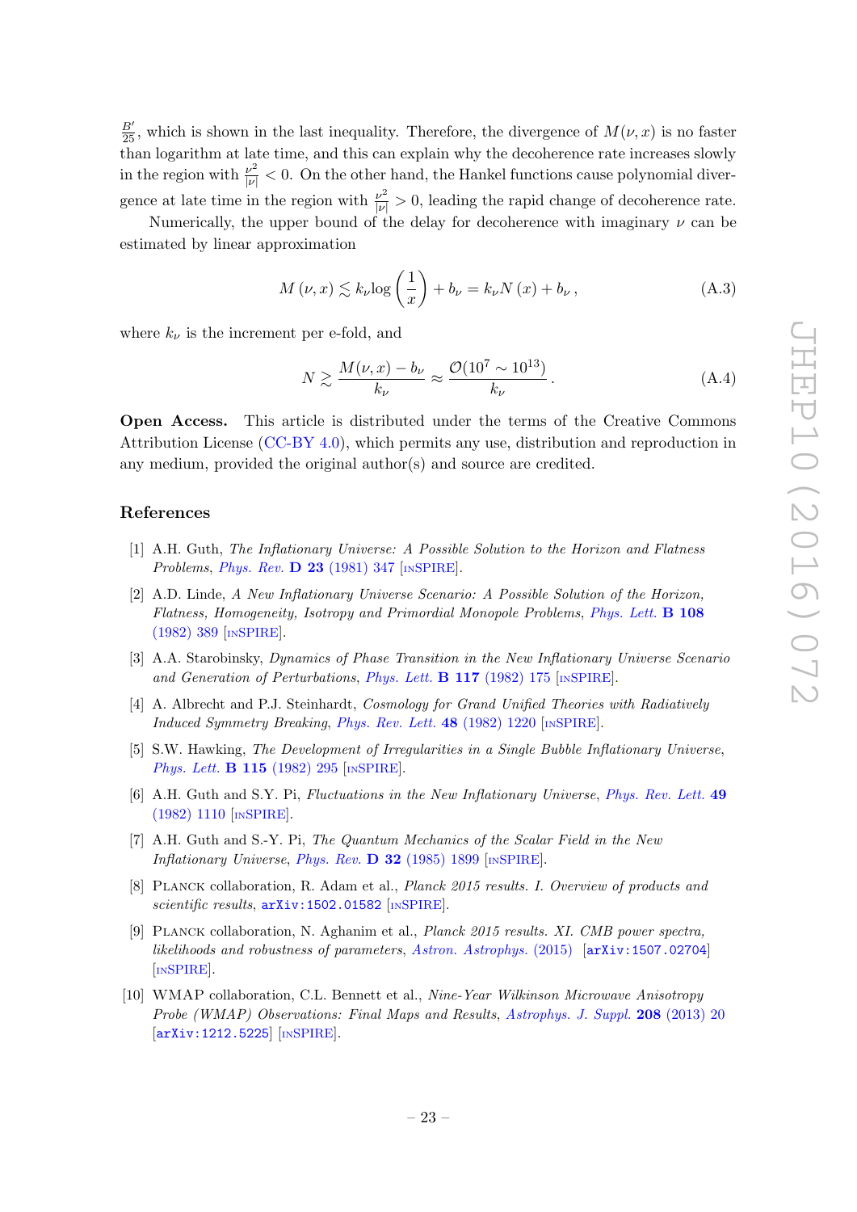$\frac{B'}{25}$, which is shown in the last inequality. Therefore, the divergence of $M(\nu, x)$ is no faster than logarithm at late time, and this can explain why the decoherence rate increases slowly in the region with $\frac{\nu^2}{|\nu|} < 0$. On the other hand, the Hankel functions cause polynomial divergence at late time in the region with $\frac{\nu^2}{|\nu|} > 0$, leading the rapid change of decoherence rate.

Numerically, the upper bound of the delay for decoherence with imaginary $\nu$ can be estimated by linear approximation

$$M(\nu, x) \lesssim k_\nu \log\left(\frac{1}{x}\right) + b_\nu = k_\nu N(x) + b_\nu \,, \tag{A.3}$$

where $k_\nu$ is the increment per e-fold, and

$$N \gtrsim \frac{M(\nu, x) - b_\nu}{k_\nu} \approx \frac{\mathcal{O}(10^7 \sim 10^{13})}{k_\nu} \,. \tag{A.4}$$

**Open Access.** This article is distributed under the terms of the Creative Commons Attribution License (CC-BY 4.0), which permits any use, distribution and reproduction in any medium, provided the original author(s) and source are credited.

## References

[1] A.H. Guth, *The Inflationary Universe: A Possible Solution to the Horizon and Flatness Problems*, *Phys. Rev.* **D 23** (1981) 347 [INSPIRE].

[2] A.D. Linde, *A New Inflationary Universe Scenario: A Possible Solution of the Horizon, Flatness, Homogeneity, Isotropy and Primordial Monopole Problems*, *Phys. Lett.* **B 108** (1982) 389 [INSPIRE].

[3] A.A. Starobinsky, *Dynamics of Phase Transition in the New Inflationary Universe Scenario and Generation of Perturbations*, *Phys. Lett.* **B 117** (1982) 175 [INSPIRE].

[4] A. Albrecht and P.J. Steinhardt, *Cosmology for Grand Unified Theories with Radiatively Induced Symmetry Breaking*, *Phys. Rev. Lett.* **48** (1982) 1220 [INSPIRE].

[5] S.W. Hawking, *The Development of Irregularities in a Single Bubble Inflationary Universe*, *Phys. Lett.* **B 115** (1982) 295 [INSPIRE].

[6] A.H. Guth and S.Y. Pi, *Fluctuations in the New Inflationary Universe*, *Phys. Rev. Lett.* **49** (1982) 1110 [INSPIRE].

[7] A.H. Guth and S.-Y. Pi, *The Quantum Mechanics of the Scalar Field in the New Inflationary Universe*, *Phys. Rev.* **D 32** (1985) 1899 [INSPIRE].

[8] Planck collaboration, R. Adam et al., *Planck 2015 results. I. Overview of products and scientific results*, arXiv:1502.01582 [INSPIRE].

[9] Planck collaboration, N. Aghanim et al., *Planck 2015 results. XI. CMB power spectra, likelihoods and robustness of parameters*, *Astron. Astrophys.* (2015) [arXiv:1507.02704] [INSPIRE].

[10] WMAP collaboration, C.L. Bennett et al., *Nine-Year Wilkinson Microwave Anisotropy Probe (WMAP) Observations: Final Maps and Results*, *Astrophys. J. Suppl.* **208** (2013) 20 [arXiv:1212.5225] [INSPIRE].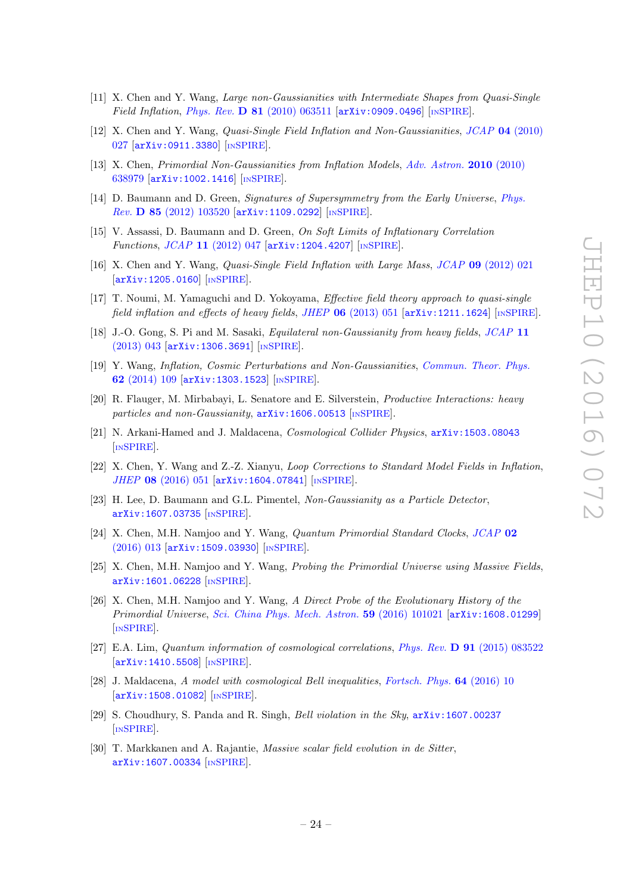[11] X. Chen and Y. Wang, *Large non-Gaussianities with Intermediate Shapes from Quasi-Single Field Inflation*, Phys. Rev. **D 81** (2010) 063511 [arXiv:0909.0496] [INSPIRE].

[12] X. Chen and Y. Wang, *Quasi-Single Field Inflation and Non-Gaussianities*, JCAP **04** (2010) 027 [arXiv:0911.3380] [INSPIRE].

[13] X. Chen, *Primordial Non-Gaussianities from Inflation Models*, Adv. Astron. **2010** (2010) 638979 [arXiv:1002.1416] [INSPIRE].

[14] D. Baumann and D. Green, *Signatures of Supersymmetry from the Early Universe*, Phys. Rev. **D 85** (2012) 103520 [arXiv:1109.0292] [INSPIRE].

[15] V. Assassi, D. Baumann and D. Green, *On Soft Limits of Inflationary Correlation Functions*, JCAP **11** (2012) 047 [arXiv:1204.4207] [INSPIRE].

[16] X. Chen and Y. Wang, *Quasi-Single Field Inflation with Large Mass*, JCAP **09** (2012) 021 [arXiv:1205.0160] [INSPIRE].

[17] T. Noumi, M. Yamaguchi and D. Yokoyama, *Effective field theory approach to quasi-single field inflation and effects of heavy fields*, JHEP **06** (2013) 051 [arXiv:1211.1624] [INSPIRE].

[18] J.-O. Gong, S. Pi and M. Sasaki, *Equilateral non-Gaussianity from heavy fields*, JCAP **11** (2013) 043 [arXiv:1306.3691] [INSPIRE].

[19] Y. Wang, *Inflation, Cosmic Perturbations and Non-Gaussianities*, Commun. Theor. Phys. **62** (2014) 109 [arXiv:1303.1523] [INSPIRE].

[20] R. Flauger, M. Mirbabayi, L. Senatore and E. Silverstein, *Productive Interactions: heavy particles and non-Gaussianity*, arXiv:1606.00513 [INSPIRE].

[21] N. Arkani-Hamed and J. Maldacena, *Cosmological Collider Physics*, arXiv:1503.08043 [INSPIRE].

[22] X. Chen, Y. Wang and Z.-Z. Xianyu, *Loop Corrections to Standard Model Fields in Inflation*, JHEP **08** (2016) 051 [arXiv:1604.07841] [INSPIRE].

[23] H. Lee, D. Baumann and G.L. Pimentel, *Non-Gaussianity as a Particle Detector*, arXiv:1607.03735 [INSPIRE].

[24] X. Chen, M.H. Namjoo and Y. Wang, *Quantum Primordial Standard Clocks*, JCAP **02** (2016) 013 [arXiv:1509.03930] [INSPIRE].

[25] X. Chen, M.H. Namjoo and Y. Wang, *Probing the Primordial Universe using Massive Fields*, arXiv:1601.06228 [INSPIRE].

[26] X. Chen, M.H. Namjoo and Y. Wang, *A Direct Probe of the Evolutionary History of the Primordial Universe*, Sci. China Phys. Mech. Astron. **59** (2016) 101021 [arXiv:1608.01299] [INSPIRE].

[27] E.A. Lim, *Quantum information of cosmological correlations*, Phys. Rev. **D 91** (2015) 083522 [arXiv:1410.5508] [INSPIRE].

[28] J. Maldacena, *A model with cosmological Bell inequalities*, Fortsch. Phys. **64** (2016) 10 [arXiv:1508.01082] [INSPIRE].

[29] S. Choudhury, S. Panda and R. Singh, *Bell violation in the Sky*, arXiv:1607.00237 [INSPIRE].

[30] T. Markkanen and A. Rajantie, *Massive scalar field evolution in de Sitter*, arXiv:1607.00334 [INSPIRE].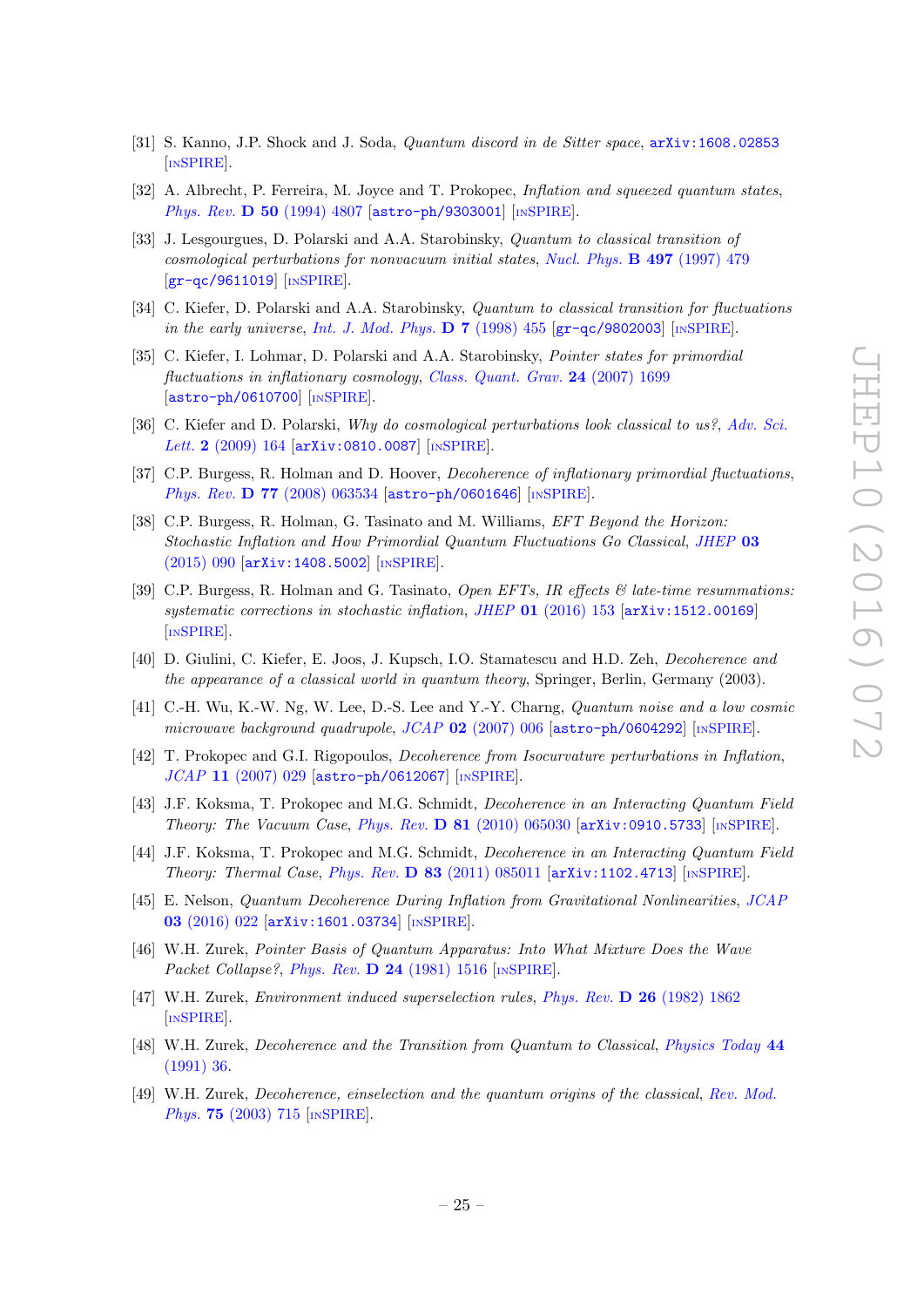[31] S. Kanno, J.P. Shock and J. Soda, *Quantum discord in de Sitter space*, arXiv:1608.02853 [INSPIRE].

[32] A. Albrecht, P. Ferreira, M. Joyce and T. Prokopec, *Inflation and squeezed quantum states*, *Phys. Rev.* **D 50** (1994) 4807 [astro-ph/9303001] [INSPIRE].

[33] J. Lesgourgues, D. Polarski and A.A. Starobinsky, *Quantum to classical transition of cosmological perturbations for nonvacuum initial states*, *Nucl. Phys.* **B 497** (1997) 479 [gr-qc/9611019] [INSPIRE].

[34] C. Kiefer, D. Polarski and A.A. Starobinsky, *Quantum to classical transition for fluctuations in the early universe*, *Int. J. Mod. Phys.* **D 7** (1998) 455 [gr-qc/9802003] [INSPIRE].

[35] C. Kiefer, I. Lohmar, D. Polarski and A.A. Starobinsky, *Pointer states for primordial fluctuations in inflationary cosmology*, *Class. Quant. Grav.* **24** (2007) 1699 [astro-ph/0610700] [INSPIRE].

[36] C. Kiefer and D. Polarski, *Why do cosmological perturbations look classical to us?*, *Adv. Sci. Lett.* **2** (2009) 164 [arXiv:0810.0087] [INSPIRE].

[37] C.P. Burgess, R. Holman and D. Hoover, *Decoherence of inflationary primordial fluctuations*, *Phys. Rev.* **D 77** (2008) 063534 [astro-ph/0601646] [INSPIRE].

[38] C.P. Burgess, R. Holman, G. Tasinato and M. Williams, *EFT Beyond the Horizon: Stochastic Inflation and How Primordial Quantum Fluctuations Go Classical*, *JHEP* **03** (2015) 090 [arXiv:1408.5002] [INSPIRE].

[39] C.P. Burgess, R. Holman and G. Tasinato, *Open EFTs, IR effects & late-time resummations: systematic corrections in stochastic inflation*, *JHEP* **01** (2016) 153 [arXiv:1512.00169] [INSPIRE].

[40] D. Giulini, C. Kiefer, E. Joos, J. Kupsch, I.O. Stamatescu and H.D. Zeh, *Decoherence and the appearance of a classical world in quantum theory*, Springer, Berlin, Germany (2003).

[41] C.-H. Wu, K.-W. Ng, W. Lee, D.-S. Lee and Y.-Y. Charng, *Quantum noise and a low cosmic microwave background quadrupole*, *JCAP* **02** (2007) 006 [astro-ph/0604292] [INSPIRE].

[42] T. Prokopec and G.I. Rigopoulos, *Decoherence from Isocurvature perturbations in Inflation*, *JCAP* **11** (2007) 029 [astro-ph/0612067] [INSPIRE].

[43] J.F. Koksma, T. Prokopec and M.G. Schmidt, *Decoherence in an Interacting Quantum Field Theory: The Vacuum Case*, *Phys. Rev.* **D 81** (2010) 065030 [arXiv:0910.5733] [INSPIRE].

[44] J.F. Koksma, T. Prokopec and M.G. Schmidt, *Decoherence in an Interacting Quantum Field Theory: Thermal Case*, *Phys. Rev.* **D 83** (2011) 085011 [arXiv:1102.4713] [INSPIRE].

[45] E. Nelson, *Quantum Decoherence During Inflation from Gravitational Nonlinearities*, *JCAP* **03** (2016) 022 [arXiv:1601.03734] [INSPIRE].

[46] W.H. Zurek, *Pointer Basis of Quantum Apparatus: Into What Mixture Does the Wave Packet Collapse?*, *Phys. Rev.* **D 24** (1981) 1516 [INSPIRE].

[47] W.H. Zurek, *Environment induced superselection rules*, *Phys. Rev.* **D 26** (1982) 1862 [INSPIRE].

[48] W.H. Zurek, *Decoherence and the Transition from Quantum to Classical*, *Physics Today* **44** (1991) 36.

[49] W.H. Zurek, *Decoherence, einselection and the quantum origins of the classical*, *Rev. Mod. Phys.* **75** (2003) 715 [INSPIRE].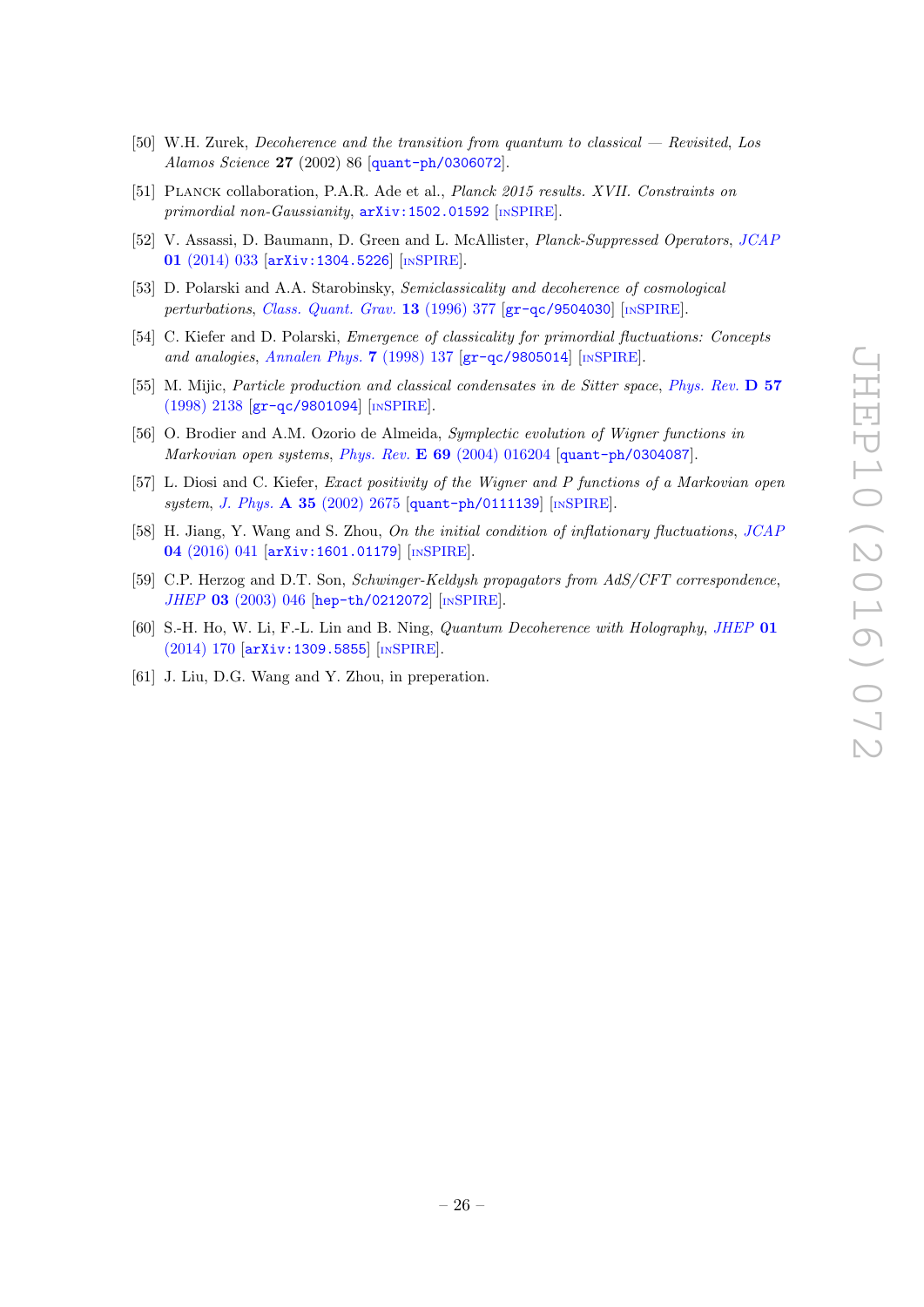[50] W.H. Zurek, *Decoherence and the transition from quantum to classical — Revisited*, *Los Alamos Science* **27** (2002) 86 [quant-ph/0306072].

[51] Planck collaboration, P.A.R. Ade et al., *Planck 2015 results. XVII. Constraints on primordial non-Gaussianity*, arXiv:1502.01592 [INSPIRE].

[52] V. Assassi, D. Baumann, D. Green and L. McAllister, *Planck-Suppressed Operators*, JCAP **01** (2014) 033 [arXiv:1304.5226] [INSPIRE].

[53] D. Polarski and A.A. Starobinsky, *Semiclassicality and decoherence of cosmological perturbations*, *Class. Quant. Grav.* **13** (1996) 377 [gr-qc/9504030] [INSPIRE].

[54] C. Kiefer and D. Polarski, *Emergence of classicality for primordial fluctuations: Concepts and analogies*, *Annalen Phys.* **7** (1998) 137 [gr-qc/9805014] [INSPIRE].

[55] M. Mijic, *Particle production and classical condensates in de Sitter space*, *Phys. Rev.* **D 57** (1998) 2138 [gr-qc/9801094] [INSPIRE].

[56] O. Brodier and A.M. Ozorio de Almeida, *Symplectic evolution of Wigner functions in Markovian open systems*, *Phys. Rev.* **E 69** (2004) 016204 [quant-ph/0304087].

[57] L. Diosi and C. Kiefer, *Exact positivity of the Wigner and P functions of a Markovian open system*, *J. Phys.* **A 35** (2002) 2675 [quant-ph/0111139] [INSPIRE].

[58] H. Jiang, Y. Wang and S. Zhou, *On the initial condition of inflationary fluctuations*, JCAP **04** (2016) 041 [arXiv:1601.01179] [INSPIRE].

[59] C.P. Herzog and D.T. Son, *Schwinger-Keldysh propagators from AdS/CFT correspondence*, JHEP **03** (2003) 046 [hep-th/0212072] [INSPIRE].

[60] S.-H. Ho, W. Li, F.-L. Lin and B. Ning, *Quantum Decoherence with Holography*, JHEP **01** (2014) 170 [arXiv:1309.5855] [INSPIRE].

[61] J. Liu, D.G. Wang and Y. Zhou, in preperation.